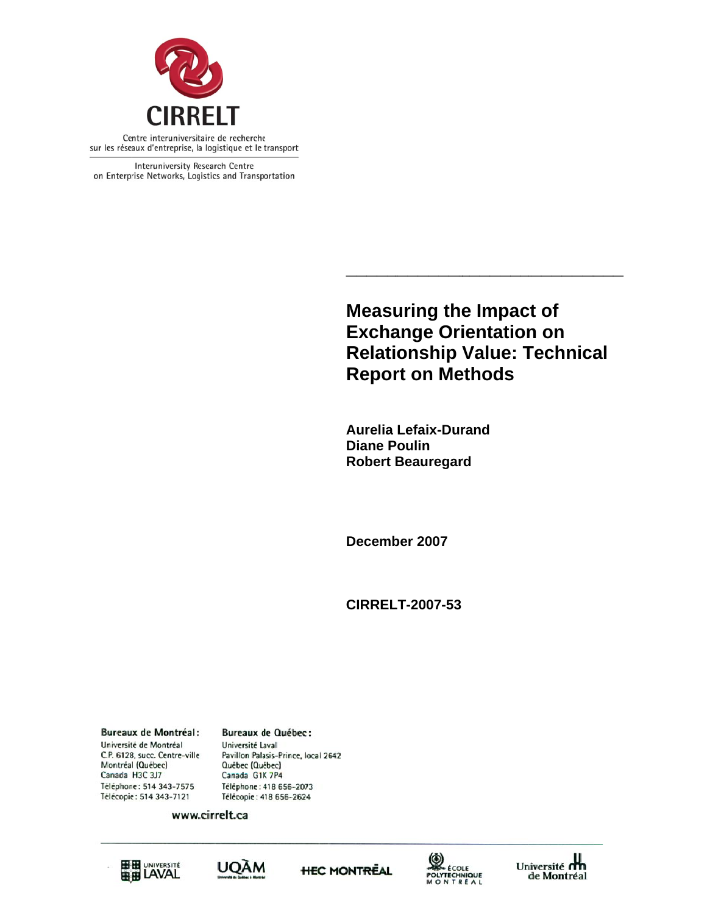CIRRELT

Centre interuniversitaire de recherche sur les réseaux d'entreprise, la logistique et le transport

Interuniversity Research Centre on Enterprise Networks, Logistics and Transportation

# Measuring the Impact of Exchange Orientation on Relationship Value: Technical Report on Methods

**Aurelia Lefaix-Durand**
**Diane Poulin**
**Robert Beauregard**

**December 2007**

**CIRRELT-2007-53**

**Bureaux de Montréal :**
Université de Montréal
C.P. 6128, succ. Centre-ville
Montréal (Québec)
Canada H3C 3J7
Téléphone : 514 343-7575
Télécopie : 514 343-7121

**Bureaux de Québec :**
Université Laval
Pavillon Palasis-Prince, local 2642
Québec (Québec)
Canada G1K 7P4
Téléphone : 418 656-2073
Télécopie : 418 656-2624

www.cirrelt.ca

Université Laval | UQÀM | HEC Montréal | École Polytechnique Montréal | Université de Montréal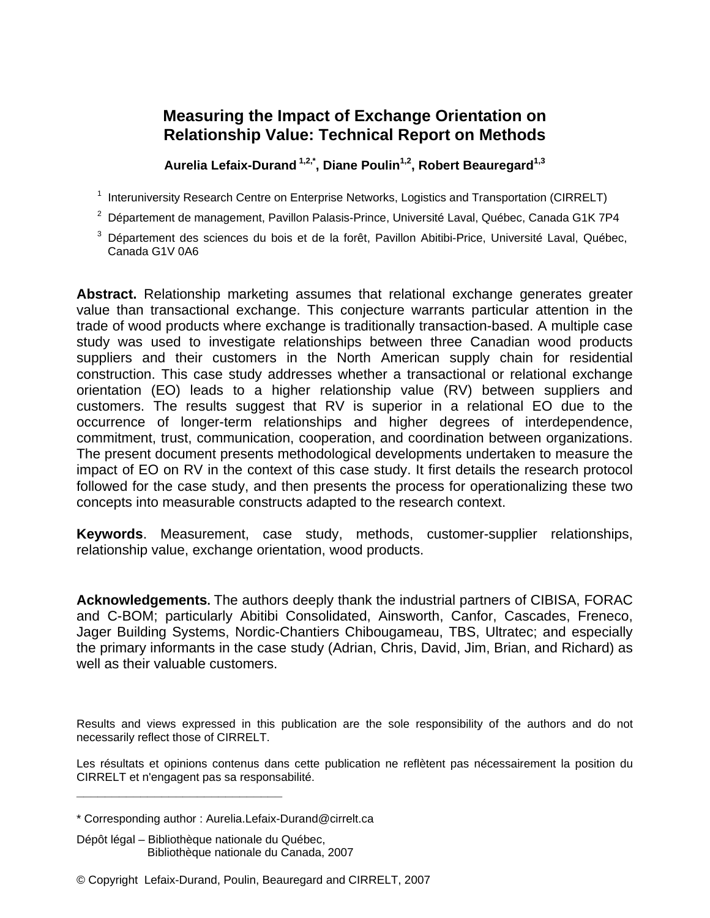# Measuring the Impact of Exchange Orientation on Relationship Value: Technical Report on Methods

**Aurelia Lefaix-Durand [1,2,*], Diane Poulin[1,2], Robert Beauregard[1,3]**

[1] Interuniversity Research Centre on Enterprise Networks, Logistics and Transportation (CIRRELT)

[2] Département de management, Pavillon Palasis-Prince, Université Laval, Québec, Canada G1K 7P4

[3] Département des sciences du bois et de la forêt, Pavillon Abitibi-Price, Université Laval, Québec, Canada G1V 0A6

**Abstract.** Relationship marketing assumes that relational exchange generates greater value than transactional exchange. This conjecture warrants particular attention in the trade of wood products where exchange is traditionally transaction-based. A multiple case study was used to investigate relationships between three Canadian wood products suppliers and their customers in the North American supply chain for residential construction. This case study addresses whether a transactional or relational exchange orientation (EO) leads to a higher relationship value (RV) between suppliers and customers. The results suggest that RV is superior in a relational EO due to the occurrence of longer-term relationships and higher degrees of interdependence, commitment, trust, communication, cooperation, and coordination between organizations. The present document presents methodological developments undertaken to measure the impact of EO on RV in the context of this case study. It first details the research protocol followed for the case study, and then presents the process for operationalizing these two concepts into measurable constructs adapted to the research context.

**Keywords**. Measurement, case study, methods, customer-supplier relationships, relationship value, exchange orientation, wood products.

**Acknowledgements.** The authors deeply thank the industrial partners of CIBISA, FORAC and C-BOM; particularly Abitibi Consolidated, Ainsworth, Canfor, Cascades, Freneco, Jager Building Systems, Nordic-Chantiers Chibougameau, TBS, Ultratec; and especially the primary informants in the case study (Adrian, Chris, David, Jim, Brian, and Richard) as well as their valuable customers.

Results and views expressed in this publication are the sole responsibility of the authors and do not necessarily reflect those of CIRRELT.

Les résultats et opinions contenus dans cette publication ne reflètent pas nécessairement la position du CIRRELT et n'engagent pas sa responsabilité.

---

\* Corresponding author : Aurelia.Lefaix-Durand@cirrelt.ca

Dépôt légal – Bibliothèque nationale du Québec,
Bibliothèque nationale du Canada, 2007

© Copyright Lefaix-Durand, Poulin, Beauregard and CIRRELT, 2007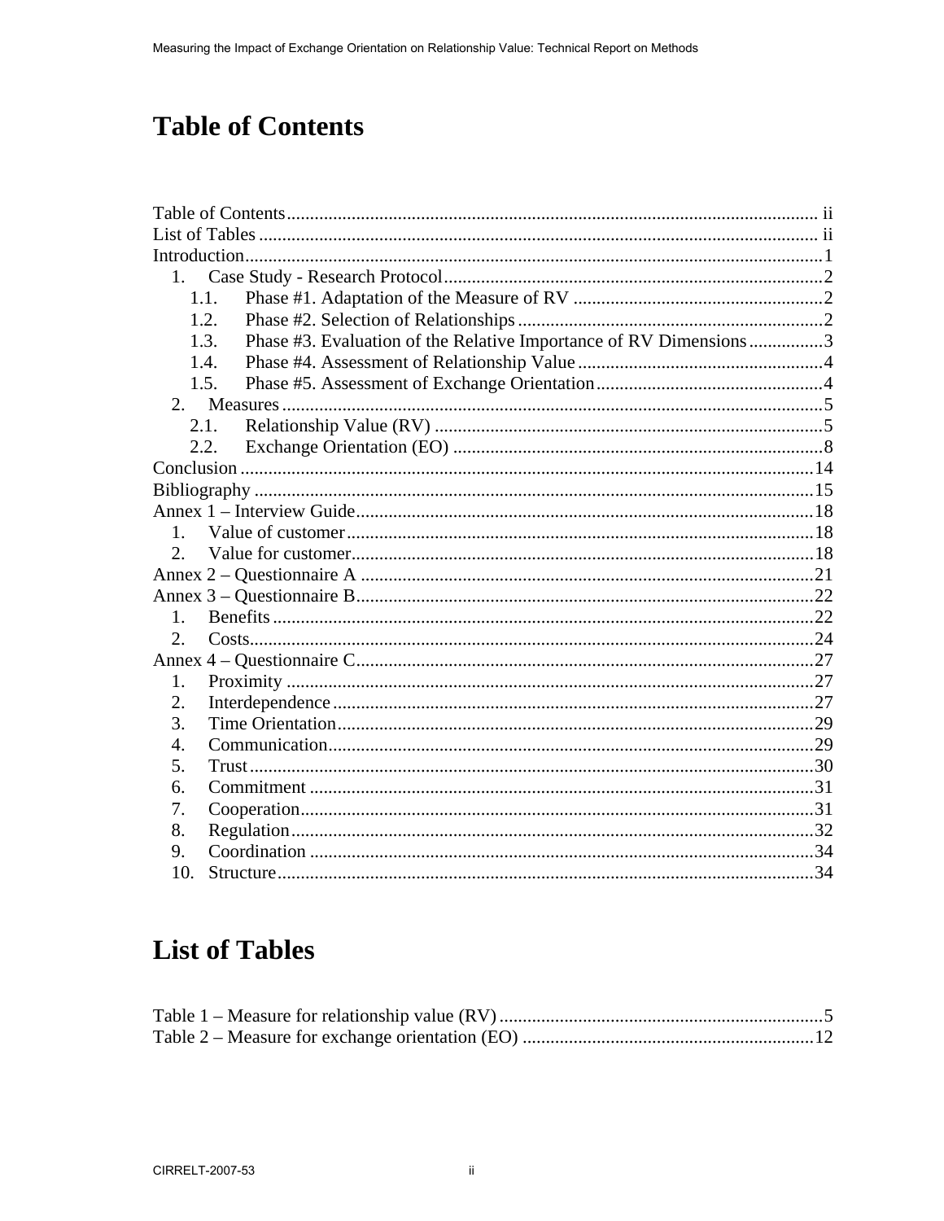# Table of Contents

Table of Contents ..... ii
List of Tables ..... ii
Introduction ..... 1
- 1. Case Study - Research Protocol ..... 2
  - 1.1. Phase #1. Adaptation of the Measure of RV ..... 2
  - 1.2. Phase #2. Selection of Relationships ..... 2
  - 1.3. Phase #3. Evaluation of the Relative Importance of RV Dimensions ..... 3
  - 1.4. Phase #4. Assessment of Relationship Value ..... 4
  - 1.5. Phase #5. Assessment of Exchange Orientation ..... 4
- 2. Measures ..... 5
  - 2.1. Relationship Value (RV) ..... 5
  - 2.2. Exchange Orientation (EO) ..... 8

Conclusion ..... 14
Bibliography ..... 15
Annex 1 – Interview Guide ..... 18
- 1. Value of customer ..... 18
- 2. Value for customer ..... 18

Annex 2 – Questionnaire A ..... 21
Annex 3 – Questionnaire B ..... 22
- 1. Benefits ..... 22
- 2. Costs ..... 24

Annex 4 – Questionnaire C ..... 27
- 1. Proximity ..... 27
- 2. Interdependence ..... 27
- 3. Time Orientation ..... 29
- 4. Communication ..... 29
- 5. Trust ..... 30
- 6. Commitment ..... 31
- 7. Cooperation ..... 31
- 8. Regulation ..... 32
- 9. Coordination ..... 34
- 10. Structure ..... 34

# List of Tables

Table 1 – Measure for relationship value (RV) ..... 5
Table 2 – Measure for exchange orientation (EO) ..... 12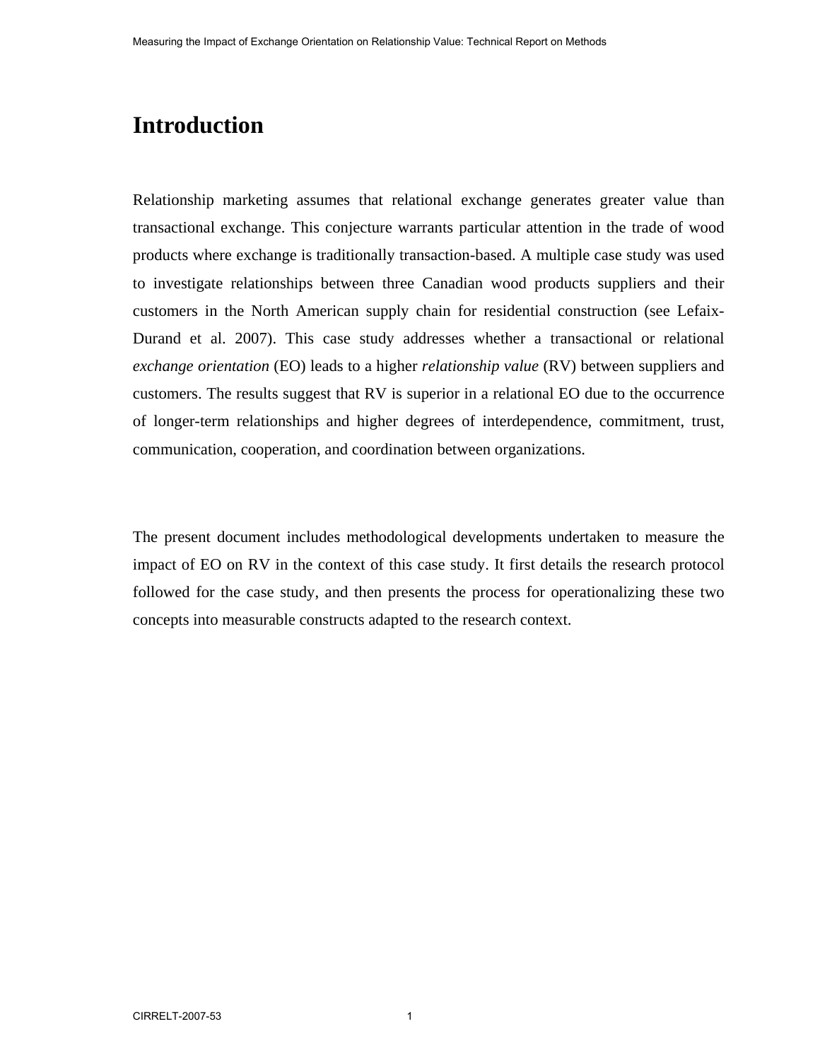# Introduction

Relationship marketing assumes that relational exchange generates greater value than transactional exchange. This conjecture warrants particular attention in the trade of wood products where exchange is traditionally transaction-based. A multiple case study was used to investigate relationships between three Canadian wood products suppliers and their customers in the North American supply chain for residential construction (see Lefaix-Durand et al. 2007). This case study addresses whether a transactional or relational *exchange orientation* (EO) leads to a higher *relationship value* (RV) between suppliers and customers. The results suggest that RV is superior in a relational EO due to the occurrence of longer-term relationships and higher degrees of interdependence, commitment, trust, communication, cooperation, and coordination between organizations.

The present document includes methodological developments undertaken to measure the impact of EO on RV in the context of this case study. It first details the research protocol followed for the case study, and then presents the process for operationalizing these two concepts into measurable constructs adapted to the research context.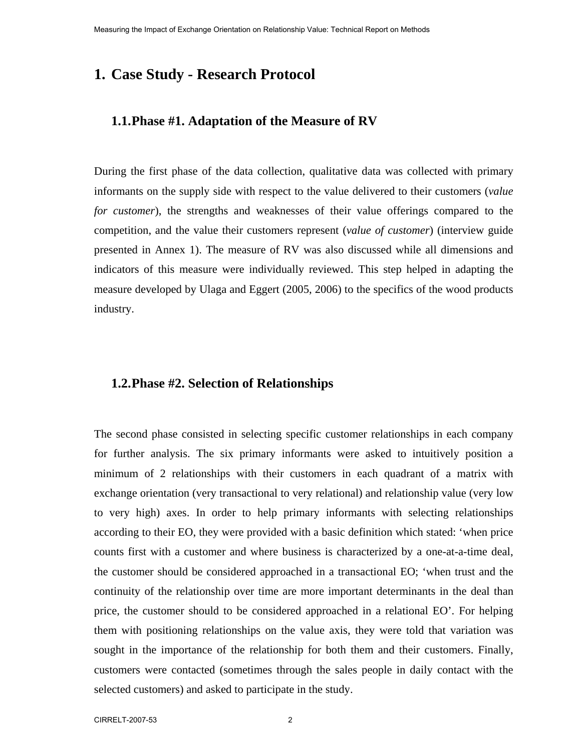# 1. Case Study - Research Protocol

## 1.1. Phase #1. Adaptation of the Measure of RV

During the first phase of the data collection, qualitative data was collected with primary informants on the supply side with respect to the value delivered to their customers (*value for customer*), the strengths and weaknesses of their value offerings compared to the competition, and the value their customers represent (*value of customer*) (interview guide presented in Annex 1). The measure of RV was also discussed while all dimensions and indicators of this measure were individually reviewed. This step helped in adapting the measure developed by Ulaga and Eggert (2005, 2006) to the specifics of the wood products industry.

## 1.2. Phase #2. Selection of Relationships

The second phase consisted in selecting specific customer relationships in each company for further analysis. The six primary informants were asked to intuitively position a minimum of 2 relationships with their customers in each quadrant of a matrix with exchange orientation (very transactional to very relational) and relationship value (very low to very high) axes. In order to help primary informants with selecting relationships according to their EO, they were provided with a basic definition which stated: 'when price counts first with a customer and where business is characterized by a one-at-a-time deal, the customer should be considered approached in a transactional EO; 'when trust and the continuity of the relationship over time are more important determinants in the deal than price, the customer should to be considered approached in a relational EO'. For helping them with positioning relationships on the value axis, they were told that variation was sought in the importance of the relationship for both them and their customers. Finally, customers were contacted (sometimes through the sales people in daily contact with the selected customers) and asked to participate in the study.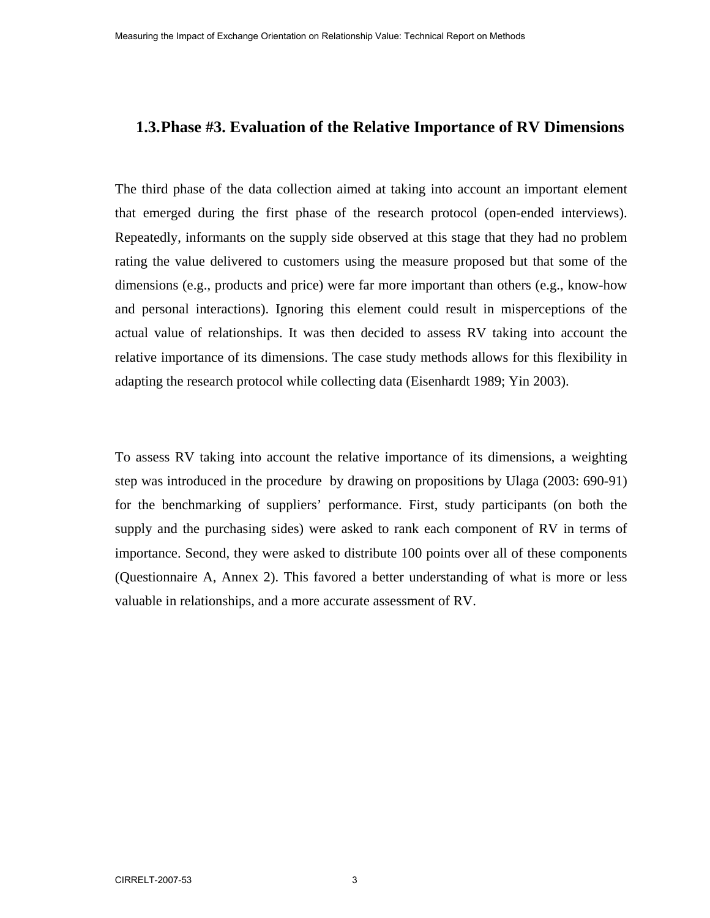## 1.3. Phase #3. Evaluation of the Relative Importance of RV Dimensions

The third phase of the data collection aimed at taking into account an important element that emerged during the first phase of the research protocol (open-ended interviews). Repeatedly, informants on the supply side observed at this stage that they had no problem rating the value delivered to customers using the measure proposed but that some of the dimensions (e.g., products and price) were far more important than others (e.g., know-how and personal interactions). Ignoring this element could result in misperceptions of the actual value of relationships. It was then decided to assess RV taking into account the relative importance of its dimensions. The case study methods allows for this flexibility in adapting the research protocol while collecting data (Eisenhardt 1989; Yin 2003).

To assess RV taking into account the relative importance of its dimensions, a weighting step was introduced in the procedure by drawing on propositions by Ulaga (2003: 690-91) for the benchmarking of suppliers' performance. First, study participants (on both the supply and the purchasing sides) were asked to rank each component of RV in terms of importance. Second, they were asked to distribute 100 points over all of these components (Questionnaire A, Annex 2). This favored a better understanding of what is more or less valuable in relationships, and a more accurate assessment of RV.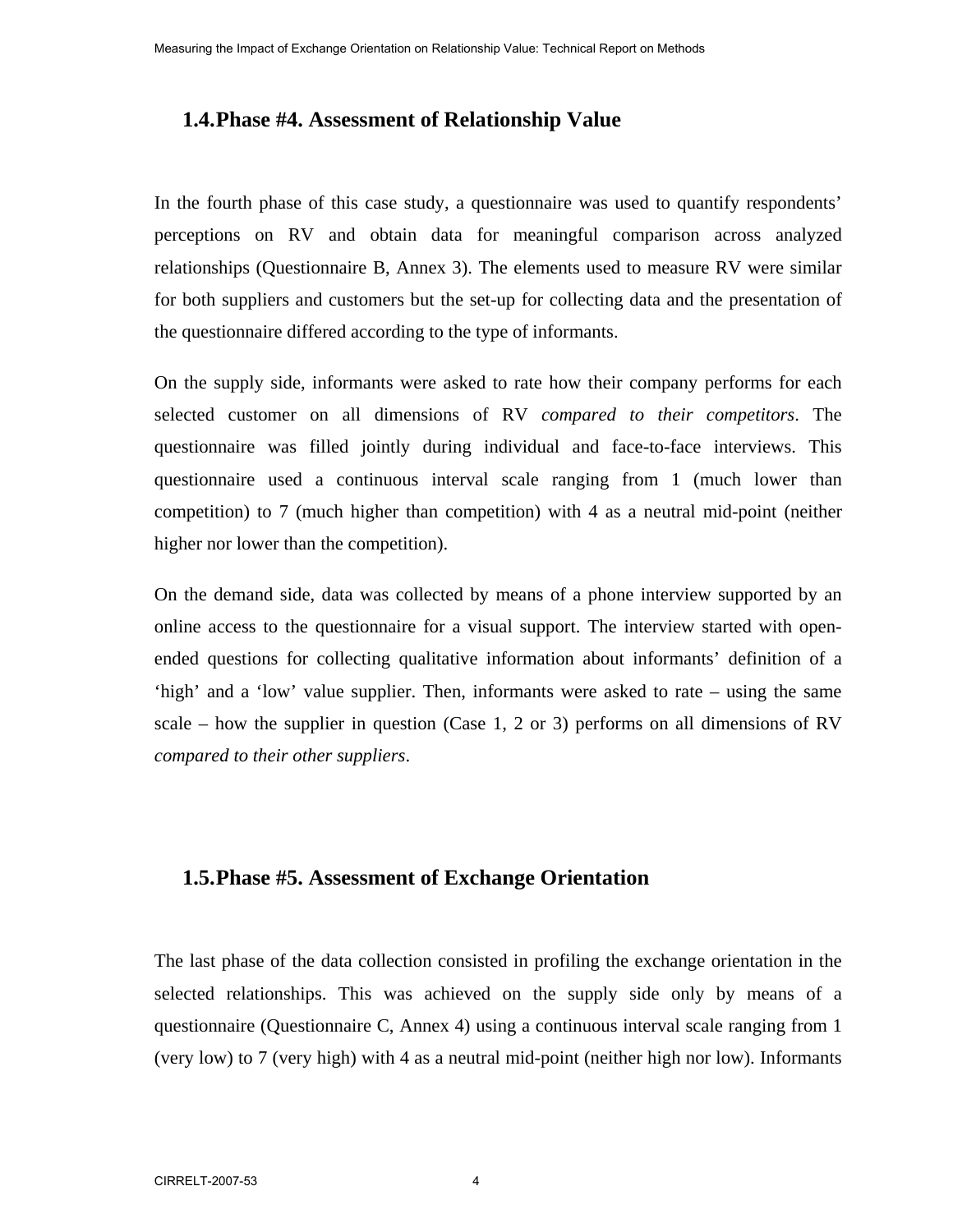## 1.4. Phase #4. Assessment of Relationship Value

In the fourth phase of this case study, a questionnaire was used to quantify respondents' perceptions on RV and obtain data for meaningful comparison across analyzed relationships (Questionnaire B, Annex 3). The elements used to measure RV were similar for both suppliers and customers but the set-up for collecting data and the presentation of the questionnaire differed according to the type of informants.

On the supply side, informants were asked to rate how their company performs for each selected customer on all dimensions of RV *compared to their competitors*. The questionnaire was filled jointly during individual and face-to-face interviews. This questionnaire used a continuous interval scale ranging from 1 (much lower than competition) to 7 (much higher than competition) with 4 as a neutral mid-point (neither higher nor lower than the competition).

On the demand side, data was collected by means of a phone interview supported by an online access to the questionnaire for a visual support. The interview started with open-ended questions for collecting qualitative information about informants' definition of a 'high' and a 'low' value supplier. Then, informants were asked to rate – using the same scale – how the supplier in question (Case 1, 2 or 3) performs on all dimensions of RV *compared to their other suppliers*.

## 1.5. Phase #5. Assessment of Exchange Orientation

The last phase of the data collection consisted in profiling the exchange orientation in the selected relationships. This was achieved on the supply side only by means of a questionnaire (Questionnaire C, Annex 4) using a continuous interval scale ranging from 1 (very low) to 7 (very high) with 4 as a neutral mid-point (neither high nor low). Informants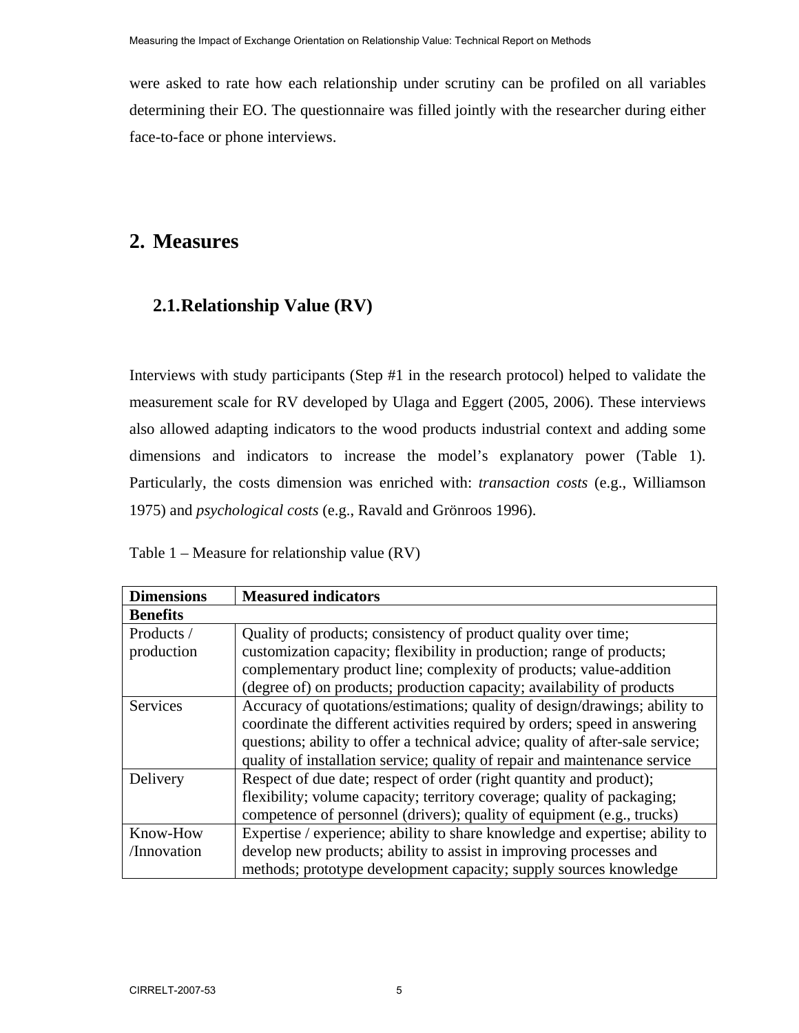were asked to rate how each relationship under scrutiny can be profiled on all variables determining their EO. The questionnaire was filled jointly with the researcher during either face-to-face or phone interviews.

# 2. Measures

## 2.1. Relationship Value (RV)

Interviews with study participants (Step #1 in the research protocol) helped to validate the measurement scale for RV developed by Ulaga and Eggert (2005, 2006). These interviews also allowed adapting indicators to the wood products industrial context and adding some dimensions and indicators to increase the model's explanatory power (Table 1). Particularly, the costs dimension was enriched with: *transaction costs* (e.g., Williamson 1975) and *psychological costs* (e.g., Ravald and Grönroos 1996).

Table 1 – Measure for relationship value (RV)

| **Dimensions** | **Measured indicators** |
|---|---|
| **Benefits** | |
| Products / production | Quality of products; consistency of product quality over time; customization capacity; flexibility in production; range of products; complementary product line; complexity of products; value-addition (degree of) on products; production capacity; availability of products |
| Services | Accuracy of quotations/estimations; quality of design/drawings; ability to coordinate the different activities required by orders; speed in answering questions; ability to offer a technical advice; quality of after-sale service; quality of installation service; quality of repair and maintenance service |
| Delivery | Respect of due date; respect of order (right quantity and product); flexibility; volume capacity; territory coverage; quality of packaging; competence of personnel (drivers); quality of equipment (e.g., trucks) |
| Know-How /Innovation | Expertise / experience; ability to share knowledge and expertise; ability to develop new products; ability to assist in improving processes and methods; prototype development capacity; supply sources knowledge |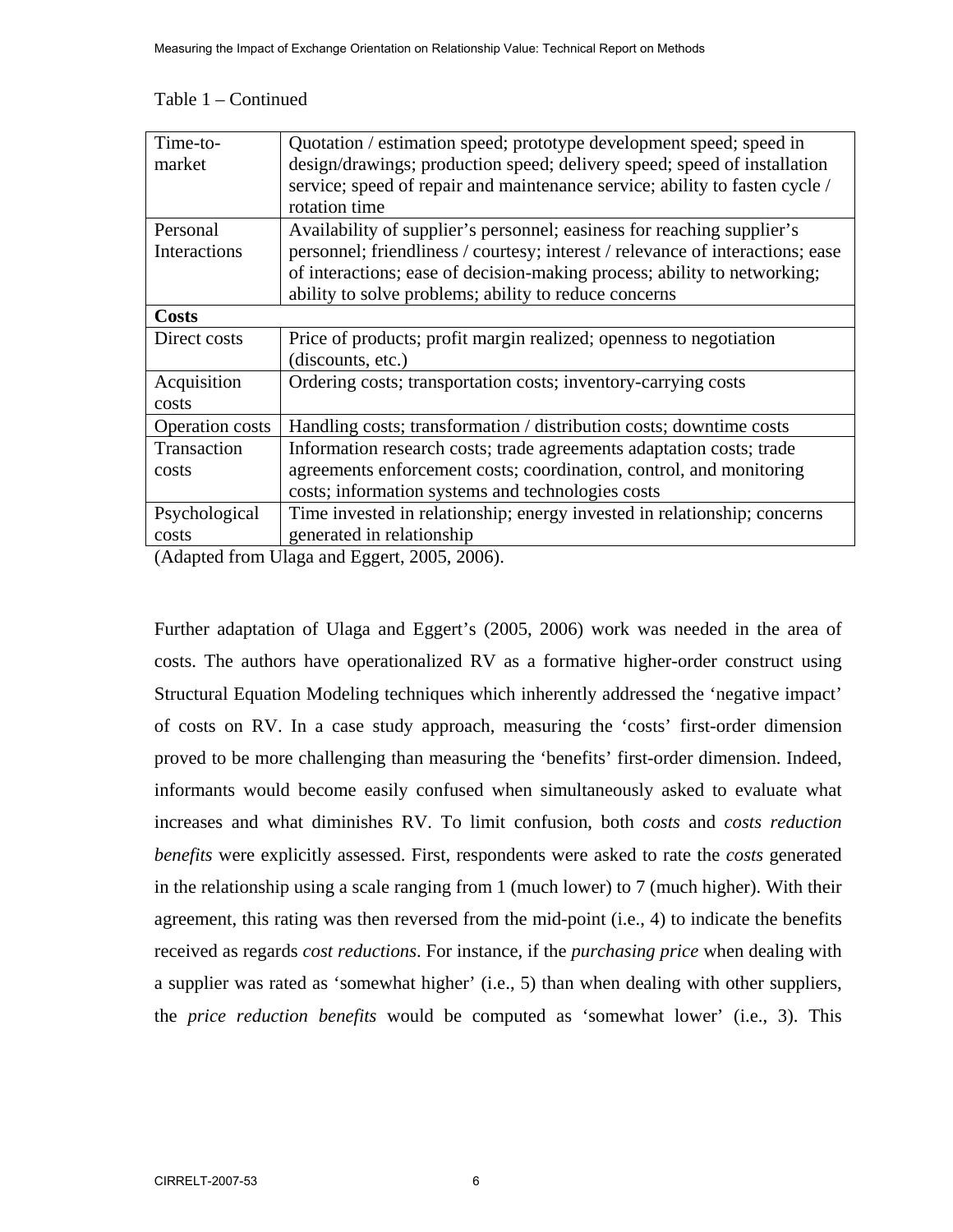Table 1 – Continued

| | |
|---|---|
| Time-to-market | Quotation / estimation speed; prototype development speed; speed in design/drawings; production speed; delivery speed; speed of installation service; speed of repair and maintenance service; ability to fasten cycle / rotation time |
| Personal Interactions | Availability of supplier's personnel; easiness for reaching supplier's personnel; friendliness / courtesy; interest / relevance of interactions; ease of interactions; ease of decision-making process; ability to networking; ability to solve problems; ability to reduce concerns |
| **Costs** | |
| Direct costs | Price of products; profit margin realized; openness to negotiation (discounts, etc.) |
| Acquisition costs | Ordering costs; transportation costs; inventory-carrying costs |
| Operation costs | Handling costs; transformation / distribution costs; downtime costs |
| Transaction costs | Information research costs; trade agreements adaptation costs; trade agreements enforcement costs; coordination, control, and monitoring costs; information systems and technologies costs |
| Psychological costs | Time invested in relationship; energy invested in relationship; concerns generated in relationship |

(Adapted from Ulaga and Eggert, 2005, 2006).

Further adaptation of Ulaga and Eggert's (2005, 2006) work was needed in the area of costs. The authors have operationalized RV as a formative higher-order construct using Structural Equation Modeling techniques which inherently addressed the 'negative impact' of costs on RV. In a case study approach, measuring the 'costs' first-order dimension proved to be more challenging than measuring the 'benefits' first-order dimension. Indeed, informants would become easily confused when simultaneously asked to evaluate what increases and what diminishes RV. To limit confusion, both *costs* and *costs reduction benefits* were explicitly assessed. First, respondents were asked to rate the *costs* generated in the relationship using a scale ranging from 1 (much lower) to 7 (much higher). With their agreement, this rating was then reversed from the mid-point (i.e., 4) to indicate the benefits received as regards *cost reductions*. For instance, if the *purchasing price* when dealing with a supplier was rated as 'somewhat higher' (i.e., 5) than when dealing with other suppliers, the *price reduction benefits* would be computed as 'somewhat lower' (i.e., 3). This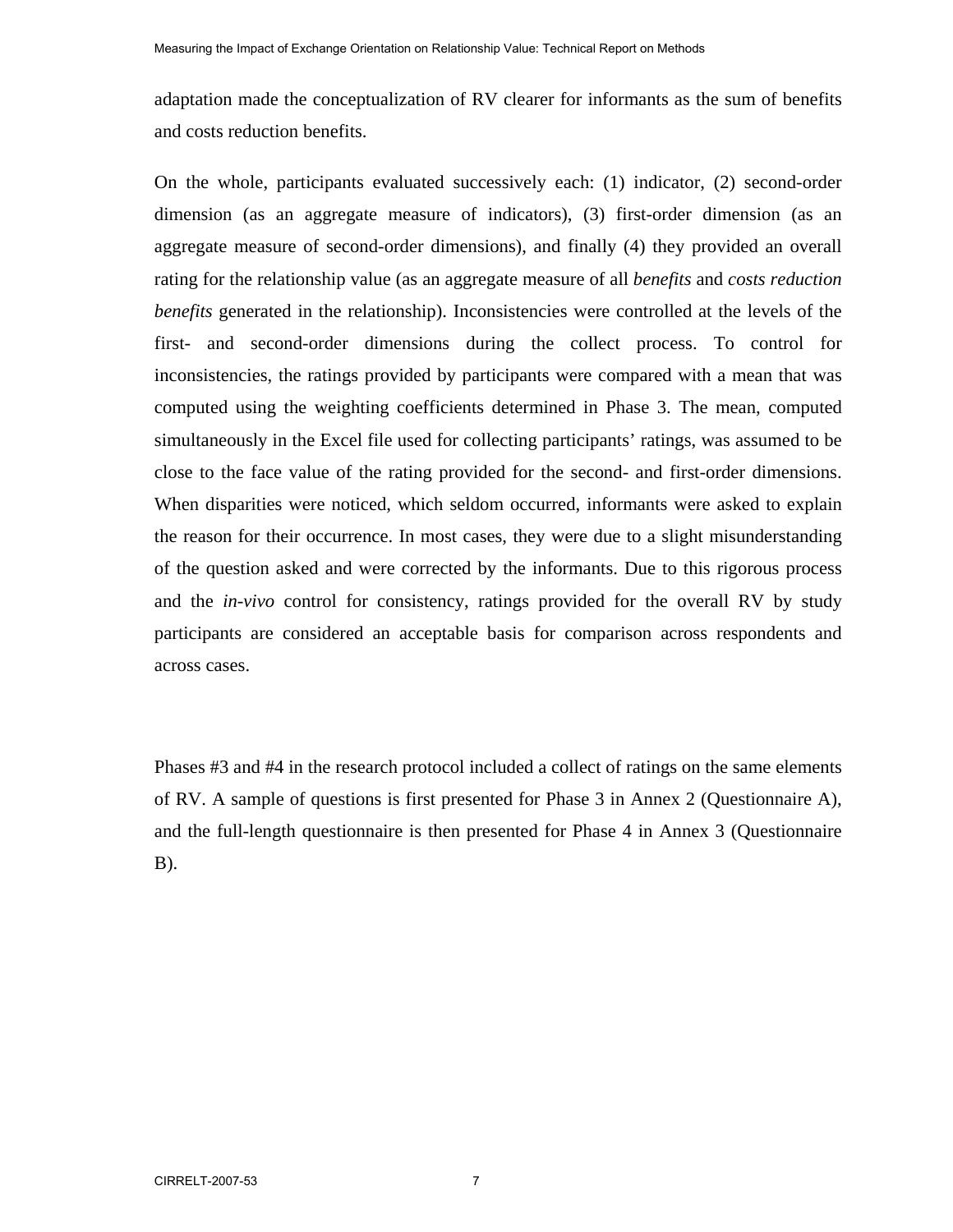adaptation made the conceptualization of RV clearer for informants as the sum of benefits and costs reduction benefits.

On the whole, participants evaluated successively each: (1) indicator, (2) second-order dimension (as an aggregate measure of indicators), (3) first-order dimension (as an aggregate measure of second-order dimensions), and finally (4) they provided an overall rating for the relationship value (as an aggregate measure of all *benefits* and *costs reduction benefits* generated in the relationship). Inconsistencies were controlled at the levels of the first- and second-order dimensions during the collect process. To control for inconsistencies, the ratings provided by participants were compared with a mean that was computed using the weighting coefficients determined in Phase 3. The mean, computed simultaneously in the Excel file used for collecting participants' ratings, was assumed to be close to the face value of the rating provided for the second- and first-order dimensions. When disparities were noticed, which seldom occurred, informants were asked to explain the reason for their occurrence. In most cases, they were due to a slight misunderstanding of the question asked and were corrected by the informants. Due to this rigorous process and the *in-vivo* control for consistency, ratings provided for the overall RV by study participants are considered an acceptable basis for comparison across respondents and across cases.

Phases #3 and #4 in the research protocol included a collect of ratings on the same elements of RV. A sample of questions is first presented for Phase 3 in Annex 2 (Questionnaire A), and the full-length questionnaire is then presented for Phase 4 in Annex 3 (Questionnaire B).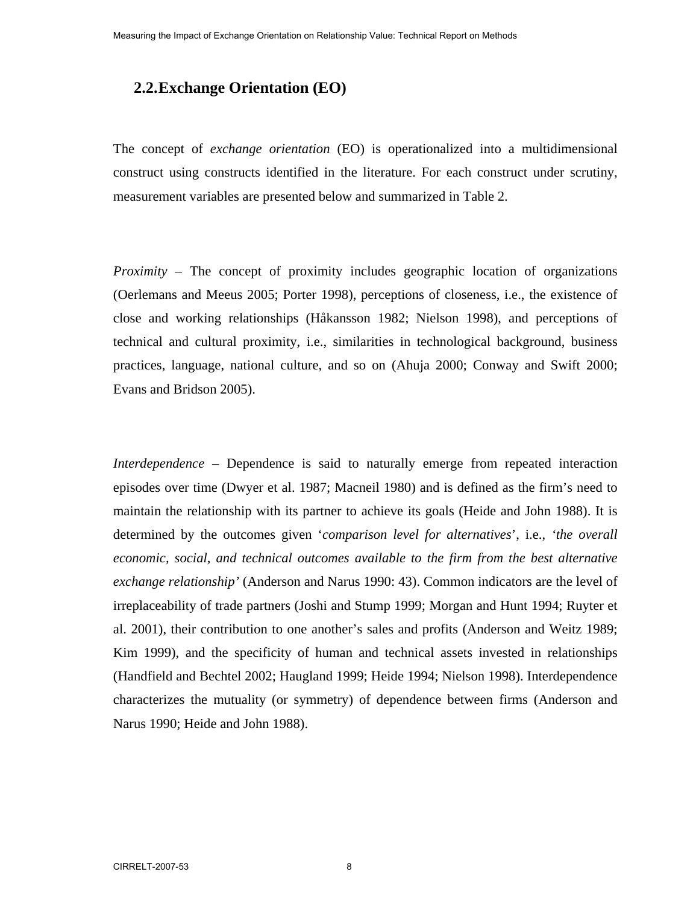## 2.2. Exchange Orientation (EO)

The concept of *exchange orientation* (EO) is operationalized into a multidimensional construct using constructs identified in the literature. For each construct under scrutiny, measurement variables are presented below and summarized in Table 2.

*Proximity* – The concept of proximity includes geographic location of organizations (Oerlemans and Meeus 2005; Porter 1998), perceptions of closeness, i.e., the existence of close and working relationships (Håkansson 1982; Nielson 1998), and perceptions of technical and cultural proximity, i.e., similarities in technological background, business practices, language, national culture, and so on (Ahuja 2000; Conway and Swift 2000; Evans and Bridson 2005).

*Interdependence* – Dependence is said to naturally emerge from repeated interaction episodes over time (Dwyer et al. 1987; Macneil 1980) and is defined as the firm's need to maintain the relationship with its partner to achieve its goals (Heide and John 1988). It is determined by the outcomes given '*comparison level for alternatives*', i.e., '*the overall economic, social, and technical outcomes available to the firm from the best alternative exchange relationship'* (Anderson and Narus 1990: 43). Common indicators are the level of irreplaceability of trade partners (Joshi and Stump 1999; Morgan and Hunt 1994; Ruyter et al. 2001), their contribution to one another's sales and profits (Anderson and Weitz 1989; Kim 1999), and the specificity of human and technical assets invested in relationships (Handfield and Bechtel 2002; Haugland 1999; Heide 1994; Nielson 1998). Interdependence characterizes the mutuality (or symmetry) of dependence between firms (Anderson and Narus 1990; Heide and John 1988).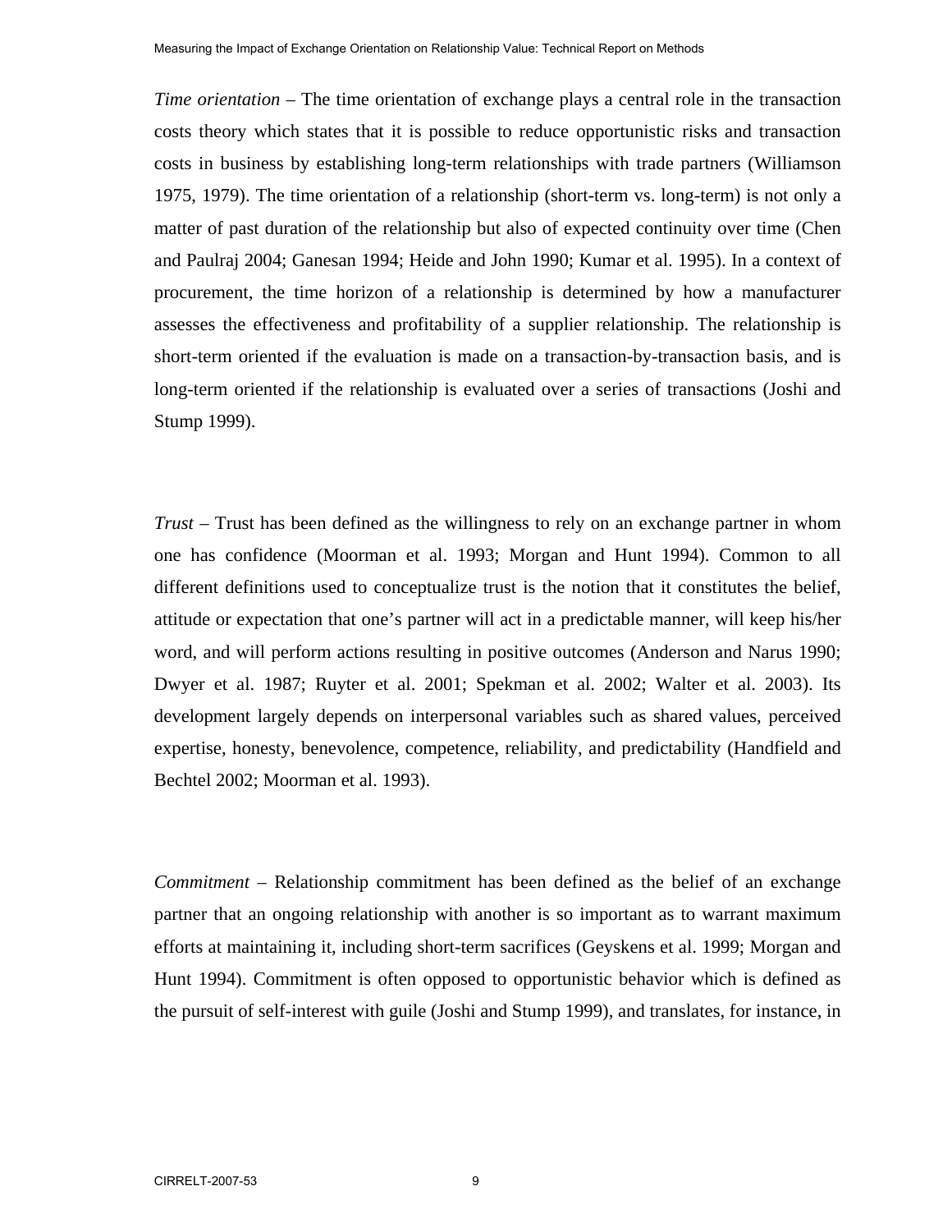*Time orientation* – The time orientation of exchange plays a central role in the transaction costs theory which states that it is possible to reduce opportunistic risks and transaction costs in business by establishing long-term relationships with trade partners (Williamson 1975, 1979). The time orientation of a relationship (short-term vs. long-term) is not only a matter of past duration of the relationship but also of expected continuity over time (Chen and Paulraj 2004; Ganesan 1994; Heide and John 1990; Kumar et al. 1995). In a context of procurement, the time horizon of a relationship is determined by how a manufacturer assesses the effectiveness and profitability of a supplier relationship. The relationship is short-term oriented if the evaluation is made on a transaction-by-transaction basis, and is long-term oriented if the relationship is evaluated over a series of transactions (Joshi and Stump 1999).

*Trust* – Trust has been defined as the willingness to rely on an exchange partner in whom one has confidence (Moorman et al. 1993; Morgan and Hunt 1994). Common to all different definitions used to conceptualize trust is the notion that it constitutes the belief, attitude or expectation that one's partner will act in a predictable manner, will keep his/her word, and will perform actions resulting in positive outcomes (Anderson and Narus 1990; Dwyer et al. 1987; Ruyter et al. 2001; Spekman et al. 2002; Walter et al. 2003). Its development largely depends on interpersonal variables such as shared values, perceived expertise, honesty, benevolence, competence, reliability, and predictability (Handfield and Bechtel 2002; Moorman et al. 1993).

*Commitment* – Relationship commitment has been defined as the belief of an exchange partner that an ongoing relationship with another is so important as to warrant maximum efforts at maintaining it, including short-term sacrifices (Geyskens et al. 1999; Morgan and Hunt 1994). Commitment is often opposed to opportunistic behavior which is defined as the pursuit of self-interest with guile (Joshi and Stump 1999), and translates, for instance, in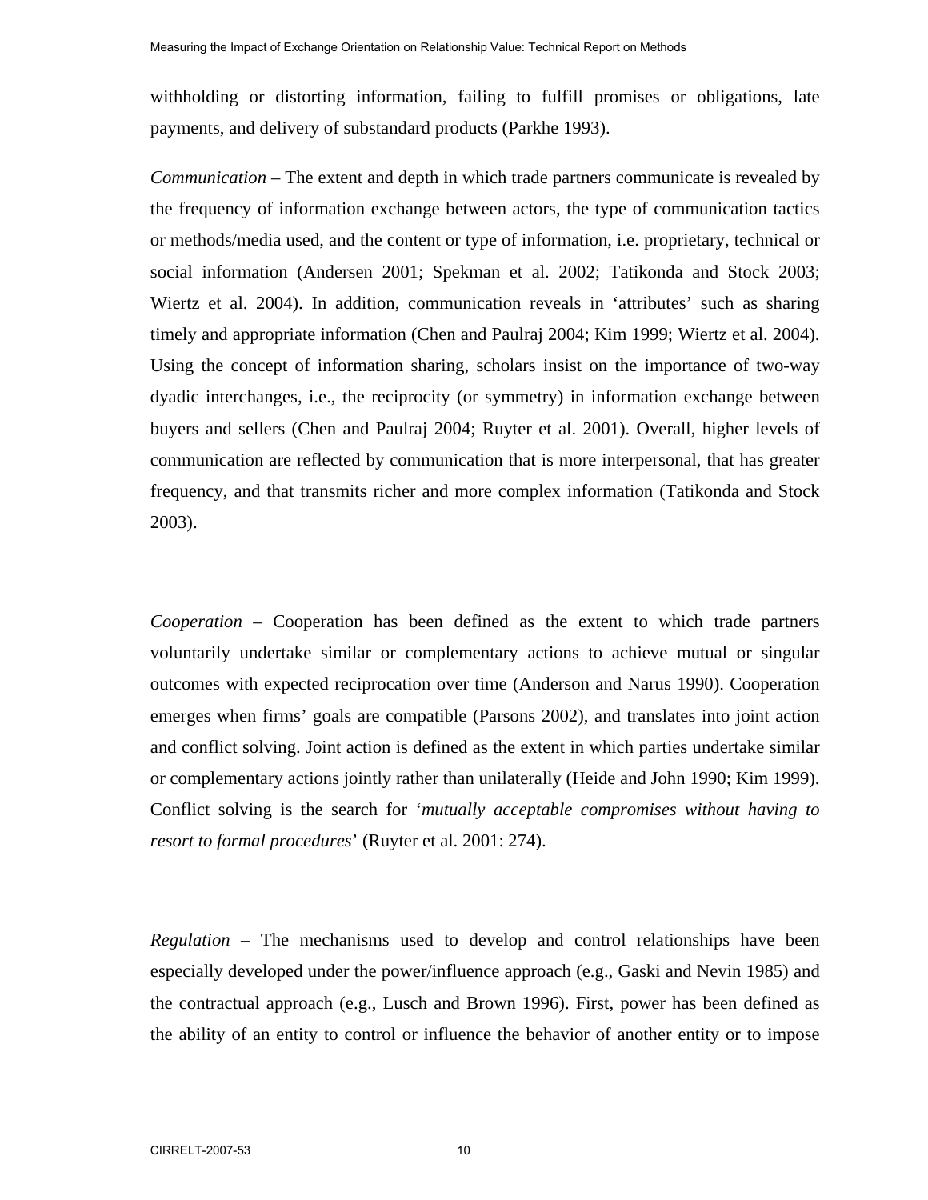withholding or distorting information, failing to fulfill promises or obligations, late payments, and delivery of substandard products (Parkhe 1993).

*Communication* – The extent and depth in which trade partners communicate is revealed by the frequency of information exchange between actors, the type of communication tactics or methods/media used, and the content or type of information, i.e. proprietary, technical or social information (Andersen 2001; Spekman et al. 2002; Tatikonda and Stock 2003; Wiertz et al. 2004). In addition, communication reveals in 'attributes' such as sharing timely and appropriate information (Chen and Paulraj 2004; Kim 1999; Wiertz et al. 2004). Using the concept of information sharing, scholars insist on the importance of two-way dyadic interchanges, i.e., the reciprocity (or symmetry) in information exchange between buyers and sellers (Chen and Paulraj 2004; Ruyter et al. 2001). Overall, higher levels of communication are reflected by communication that is more interpersonal, that has greater frequency, and that transmits richer and more complex information (Tatikonda and Stock 2003).

*Cooperation* – Cooperation has been defined as the extent to which trade partners voluntarily undertake similar or complementary actions to achieve mutual or singular outcomes with expected reciprocation over time (Anderson and Narus 1990). Cooperation emerges when firms' goals are compatible (Parsons 2002), and translates into joint action and conflict solving. Joint action is defined as the extent in which parties undertake similar or complementary actions jointly rather than unilaterally (Heide and John 1990; Kim 1999). Conflict solving is the search for '*mutually acceptable compromises without having to resort to formal procedures*' (Ruyter et al. 2001: 274).

*Regulation* – The mechanisms used to develop and control relationships have been especially developed under the power/influence approach (e.g., Gaski and Nevin 1985) and the contractual approach (e.g., Lusch and Brown 1996). First, power has been defined as the ability of an entity to control or influence the behavior of another entity or to impose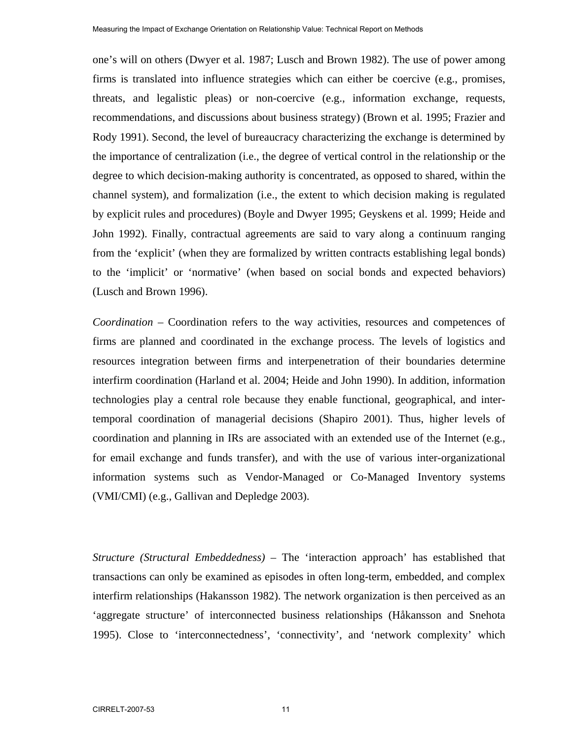one's will on others (Dwyer et al. 1987; Lusch and Brown 1982). The use of power among firms is translated into influence strategies which can either be coercive (e.g., promises, threats, and legalistic pleas) or non-coercive (e.g., information exchange, requests, recommendations, and discussions about business strategy) (Brown et al. 1995; Frazier and Rody 1991). Second, the level of bureaucracy characterizing the exchange is determined by the importance of centralization (i.e., the degree of vertical control in the relationship or the degree to which decision-making authority is concentrated, as opposed to shared, within the channel system), and formalization (i.e., the extent to which decision making is regulated by explicit rules and procedures) (Boyle and Dwyer 1995; Geyskens et al. 1999; Heide and John 1992). Finally, contractual agreements are said to vary along a continuum ranging from the 'explicit' (when they are formalized by written contracts establishing legal bonds) to the 'implicit' or 'normative' (when based on social bonds and expected behaviors) (Lusch and Brown 1996).

*Coordination* – Coordination refers to the way activities, resources and competences of firms are planned and coordinated in the exchange process. The levels of logistics and resources integration between firms and interpenetration of their boundaries determine interfirm coordination (Harland et al. 2004; Heide and John 1990). In addition, information technologies play a central role because they enable functional, geographical, and inter-temporal coordination of managerial decisions (Shapiro 2001). Thus, higher levels of coordination and planning in IRs are associated with an extended use of the Internet (e.g., for email exchange and funds transfer), and with the use of various inter-organizational information systems such as Vendor-Managed or Co-Managed Inventory systems (VMI/CMI) (e.g., Gallivan and Depledge 2003).

*Structure (Structural Embeddedness)* – The 'interaction approach' has established that transactions can only be examined as episodes in often long-term, embedded, and complex interfirm relationships (Hakansson 1982). The network organization is then perceived as an 'aggregate structure' of interconnected business relationships (Håkansson and Snehota 1995). Close to 'interconnectedness', 'connectivity', and 'network complexity' which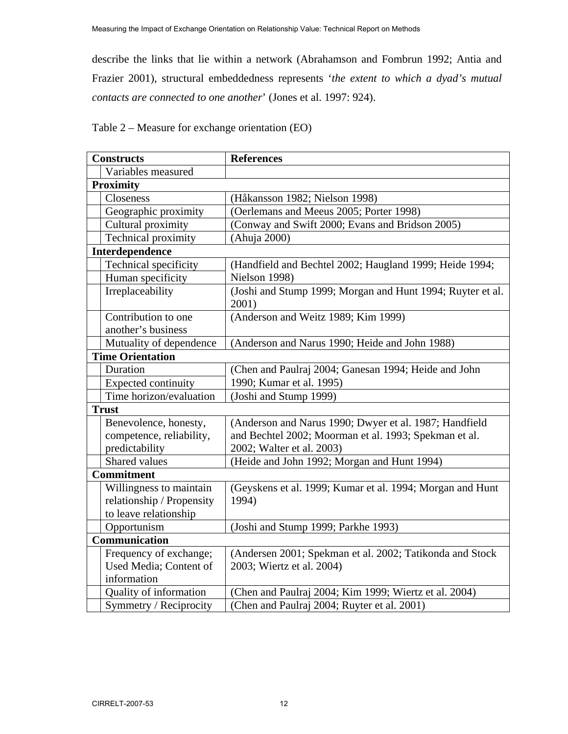describe the links that lie within a network (Abrahamson and Fombrun 1992; Antia and Frazier 2001), structural embeddedness represents '*the extent to which a dyad's mutual contacts are connected to one another*' (Jones et al. 1997: 924).

Table 2 – Measure for exchange orientation (EO)

| Constructs | | References |
|---|---|---|
| | Variables measured | |
| **Proximity** | | |
| | Closeness | (Håkansson 1982; Nielson 1998) |
| | Geographic proximity | (Oerlemans and Meeus 2005; Porter 1998) |
| | Cultural proximity | (Conway and Swift 2000; Evans and Bridson 2005) |
| | Technical proximity | (Ahuja 2000) |
| **Interdependence** | | |
| | Technical specificity | (Handfield and Bechtel 2002; Haugland 1999; Heide 1994; Nielson 1998) |
| | Human specificity | |
| | Irreplaceability | (Joshi and Stump 1999; Morgan and Hunt 1994; Ruyter et al. 2001) |
| | Contribution to one another's business | (Anderson and Weitz 1989; Kim 1999) |
| | Mutuality of dependence | (Anderson and Narus 1990; Heide and John 1988) |
| **Time Orientation** | | |
| | Duration | (Chen and Paulraj 2004; Ganesan 1994; Heide and John 1990; Kumar et al. 1995) |
| | Expected continuity | |
| | Time horizon/evaluation | (Joshi and Stump 1999) |
| **Trust** | | |
| | Benevolence, honesty, competence, reliability, predictability | (Anderson and Narus 1990; Dwyer et al. 1987; Handfield and Bechtel 2002; Moorman et al. 1993; Spekman et al. 2002; Walter et al. 2003) |
| | Shared values | (Heide and John 1992; Morgan and Hunt 1994) |
| **Commitment** | | |
| | Willingness to maintain relationship / Propensity to leave relationship | (Geyskens et al. 1999; Kumar et al. 1994; Morgan and Hunt 1994) |
| | Opportunism | (Joshi and Stump 1999; Parkhe 1993) |
| **Communication** | | |
| | Frequency of exchange; Used Media; Content of information | (Andersen 2001; Spekman et al. 2002; Tatikonda and Stock 2003; Wiertz et al. 2004) |
| | Quality of information | (Chen and Paulraj 2004; Kim 1999; Wiertz et al. 2004) |
| | Symmetry / Reciprocity | (Chen and Paulraj 2004; Ruyter et al. 2001) |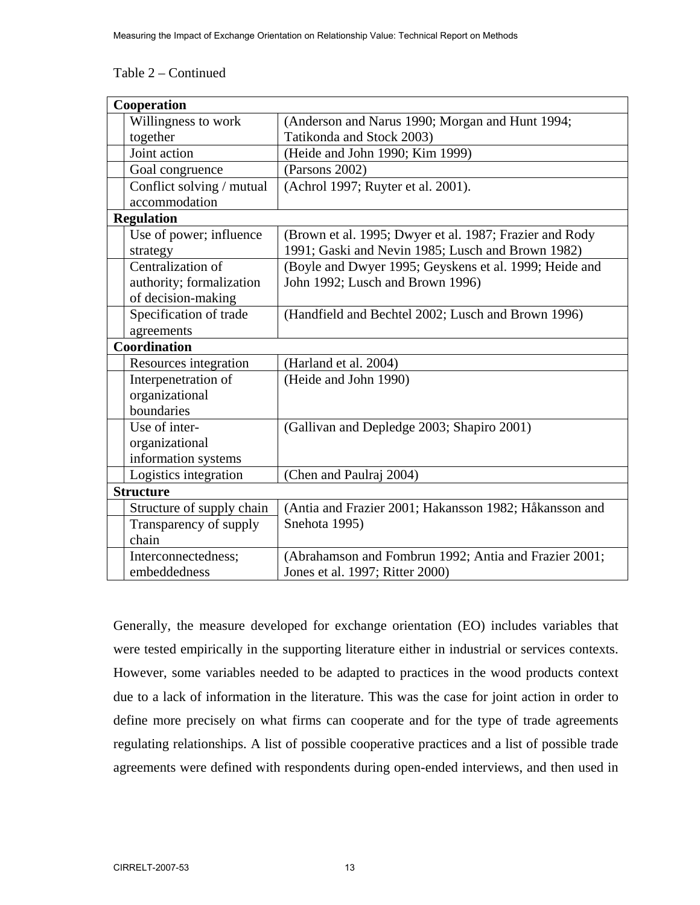Table 2 – Continued

| | | |
|---|---|---|
| **Cooperation** | | |
| | Willingness to work together | (Anderson and Narus 1990; Morgan and Hunt 1994; Tatikonda and Stock 2003) |
| | Joint action | (Heide and John 1990; Kim 1999) |
| | Goal congruence | (Parsons 2002) |
| | Conflict solving / mutual accommodation | (Achrol 1997; Ruyter et al. 2001). |
| **Regulation** | | |
| | Use of power; influence strategy | (Brown et al. 1995; Dwyer et al. 1987; Frazier and Rody 1991; Gaski and Nevin 1985; Lusch and Brown 1982) |
| | Centralization of authority; formalization of decision-making | (Boyle and Dwyer 1995; Geyskens et al. 1999; Heide and John 1992; Lusch and Brown 1996) |
| | Specification of trade agreements | (Handfield and Bechtel 2002; Lusch and Brown 1996) |
| **Coordination** | | |
| | Resources integration | (Harland et al. 2004) |
| | Interpenetration of organizational boundaries | (Heide and John 1990) |
| | Use of inter-organizational information systems | (Gallivan and Depledge 2003; Shapiro 2001) |
| | Logistics integration | (Chen and Paulraj 2004) |
| **Structure** | | |
| | Structure of supply chain | (Antia and Frazier 2001; Hakansson 1982; Håkansson and Snehota 1995) |
| | Transparency of supply chain | |
| | Interconnectedness; embeddedness | (Abrahamson and Fombrun 1992; Antia and Frazier 2001; Jones et al. 1997; Ritter 2000) |

Generally, the measure developed for exchange orientation (EO) includes variables that were tested empirically in the supporting literature either in industrial or services contexts. However, some variables needed to be adapted to practices in the wood products context due to a lack of information in the literature. This was the case for joint action in order to define more precisely on what firms can cooperate and for the type of trade agreements regulating relationships. A list of possible cooperative practices and a list of possible trade agreements were defined with respondents during open-ended interviews, and then used in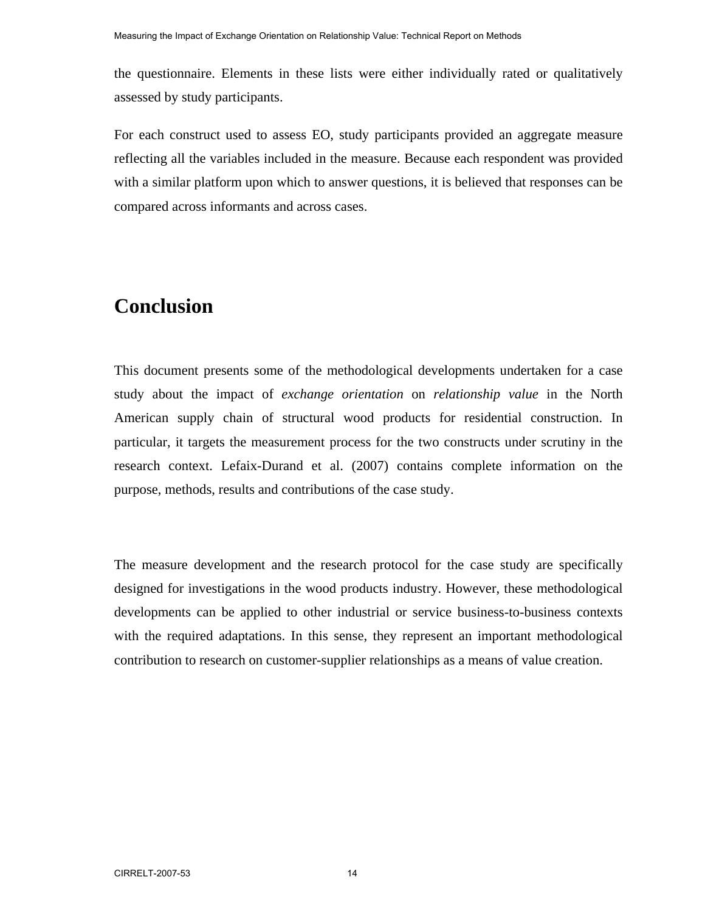the questionnaire. Elements in these lists were either individually rated or qualitatively assessed by study participants.

For each construct used to assess EO, study participants provided an aggregate measure reflecting all the variables included in the measure. Because each respondent was provided with a similar platform upon which to answer questions, it is believed that responses can be compared across informants and across cases.

# Conclusion

This document presents some of the methodological developments undertaken for a case study about the impact of *exchange orientation* on *relationship value* in the North American supply chain of structural wood products for residential construction. In particular, it targets the measurement process for the two constructs under scrutiny in the research context. Lefaix-Durand et al. (2007) contains complete information on the purpose, methods, results and contributions of the case study.

The measure development and the research protocol for the case study are specifically designed for investigations in the wood products industry. However, these methodological developments can be applied to other industrial or service business-to-business contexts with the required adaptations. In this sense, they represent an important methodological contribution to research on customer-supplier relationships as a means of value creation.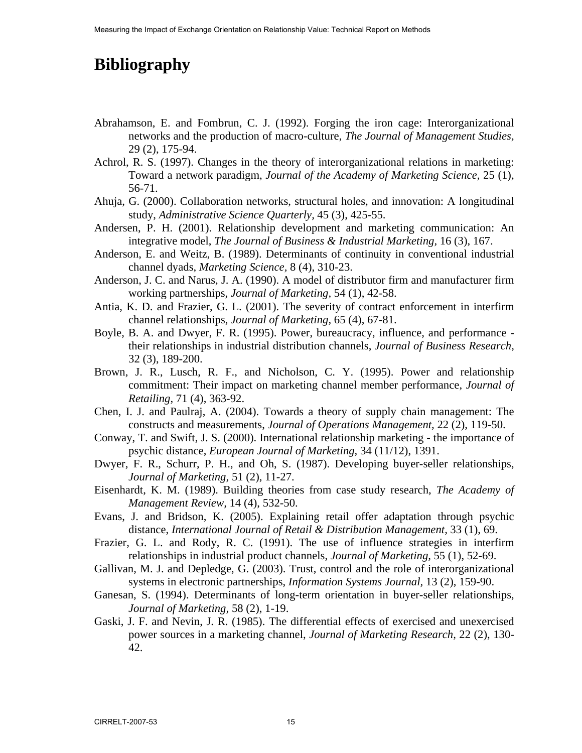# Bibliography

Abrahamson, E. and Fombrun, C. J. (1992). Forging the iron cage: Interorganizational networks and the production of macro-culture, *The Journal of Management Studies,* 29 (2), 175-94.

Achrol, R. S. (1997). Changes in the theory of interorganizational relations in marketing: Toward a network paradigm, *Journal of the Academy of Marketing Science,* 25 (1), 56-71.

Ahuja, G. (2000). Collaboration networks, structural holes, and innovation: A longitudinal study, *Administrative Science Quarterly,* 45 (3), 425-55.

Andersen, P. H. (2001). Relationship development and marketing communication: An integrative model, *The Journal of Business & Industrial Marketing,* 16 (3), 167.

Anderson, E. and Weitz, B. (1989). Determinants of continuity in conventional industrial channel dyads, *Marketing Science,* 8 (4), 310-23.

Anderson, J. C. and Narus, J. A. (1990). A model of distributor firm and manufacturer firm working partnerships, *Journal of Marketing,* 54 (1), 42-58.

Antia, K. D. and Frazier, G. L. (2001). The severity of contract enforcement in interfirm channel relationships, *Journal of Marketing,* 65 (4), 67-81.

Boyle, B. A. and Dwyer, F. R. (1995). Power, bureaucracy, influence, and performance - their relationships in industrial distribution channels, *Journal of Business Research,* 32 (3), 189-200.

Brown, J. R., Lusch, R. F., and Nicholson, C. Y. (1995). Power and relationship commitment: Their impact on marketing channel member performance, *Journal of Retailing,* 71 (4), 363-92.

Chen, I. J. and Paulraj, A. (2004). Towards a theory of supply chain management: The constructs and measurements, *Journal of Operations Management,* 22 (2), 119-50.

Conway, T. and Swift, J. S. (2000). International relationship marketing - the importance of psychic distance, *European Journal of Marketing,* 34 (11/12), 1391.

Dwyer, F. R., Schurr, P. H., and Oh, S. (1987). Developing buyer-seller relationships, *Journal of Marketing,* 51 (2), 11-27.

Eisenhardt, K. M. (1989). Building theories from case study research, *The Academy of Management Review,* 14 (4), 532-50.

Evans, J. and Bridson, K. (2005). Explaining retail offer adaptation through psychic distance, *International Journal of Retail & Distribution Management,* 33 (1), 69.

Frazier, G. L. and Rody, R. C. (1991). The use of influence strategies in interfirm relationships in industrial product channels, *Journal of Marketing,* 55 (1), 52-69.

Gallivan, M. J. and Depledge, G. (2003). Trust, control and the role of interorganizational systems in electronic partnerships, *Information Systems Journal,* 13 (2), 159-90.

Ganesan, S. (1994). Determinants of long-term orientation in buyer-seller relationships, *Journal of Marketing,* 58 (2), 1-19.

Gaski, J. F. and Nevin, J. R. (1985). The differential effects of exercised and unexercised power sources in a marketing channel, *Journal of Marketing Research,* 22 (2), 130-42.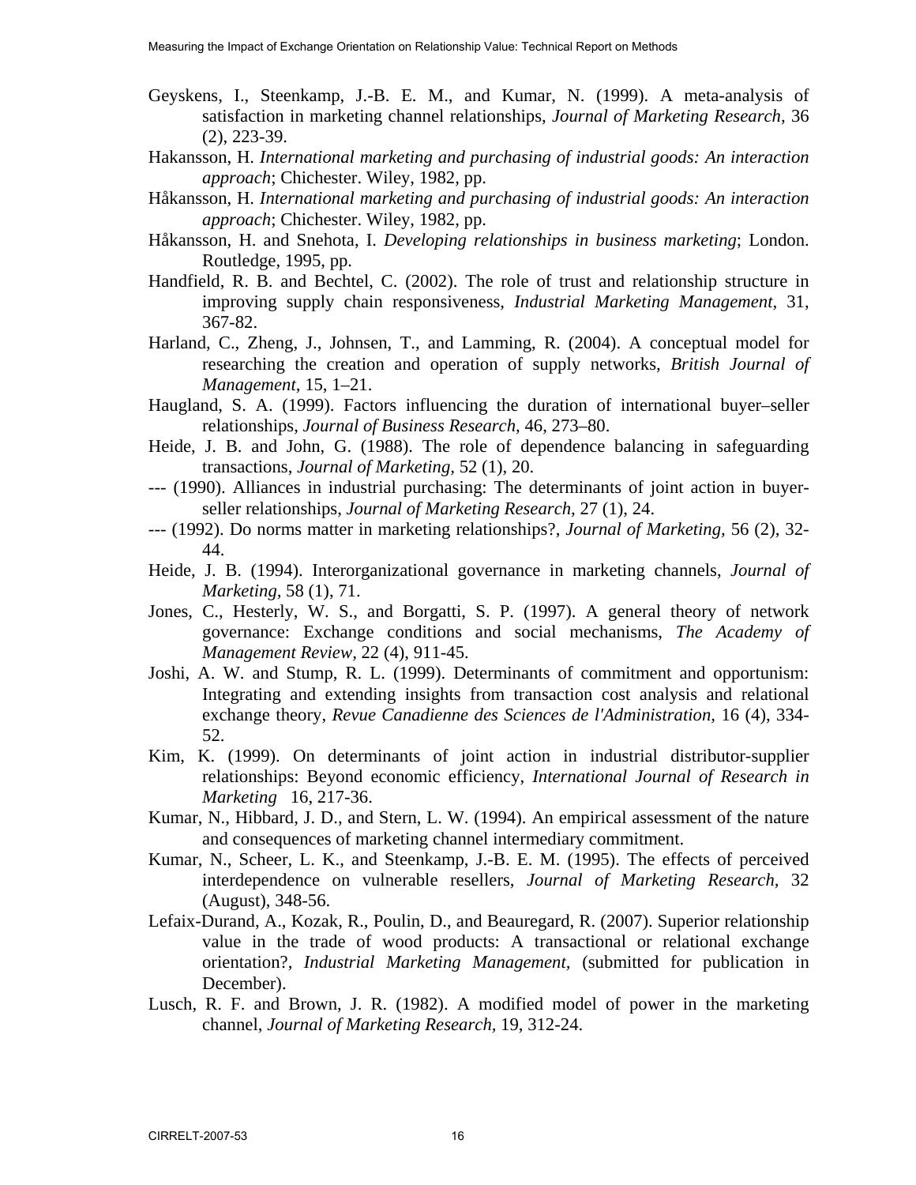Geyskens, I., Steenkamp, J.-B. E. M., and Kumar, N. (1999). A meta-analysis of satisfaction in marketing channel relationships, *Journal of Marketing Research,* 36 (2), 223-39.

Hakansson, H. *International marketing and purchasing of industrial goods: An interaction approach*; Chichester. Wiley, 1982, pp.

Håkansson, H. *International marketing and purchasing of industrial goods: An interaction approach*; Chichester. Wiley, 1982, pp.

Håkansson, H. and Snehota, I. *Developing relationships in business marketing*; London. Routledge, 1995, pp.

Handfield, R. B. and Bechtel, C. (2002). The role of trust and relationship structure in improving supply chain responsiveness, *Industrial Marketing Management,* 31, 367-82.

Harland, C., Zheng, J., Johnsen, T., and Lamming, R. (2004). A conceptual model for researching the creation and operation of supply networks, *British Journal of Management,* 15, 1–21.

Haugland, S. A. (1999). Factors influencing the duration of international buyer–seller relationships, *Journal of Business Research,* 46, 273–80.

Heide, J. B. and John, G. (1988). The role of dependence balancing in safeguarding transactions, *Journal of Marketing,* 52 (1), 20.

--- (1990). Alliances in industrial purchasing: The determinants of joint action in buyer-seller relationships, *Journal of Marketing Research,* 27 (1), 24.

--- (1992). Do norms matter in marketing relationships?, *Journal of Marketing,* 56 (2), 32-44.

Heide, J. B. (1994). Interorganizational governance in marketing channels, *Journal of Marketing,* 58 (1), 71.

Jones, C., Hesterly, W. S., and Borgatti, S. P. (1997). A general theory of network governance: Exchange conditions and social mechanisms, *The Academy of Management Review,* 22 (4), 911-45.

Joshi, A. W. and Stump, R. L. (1999). Determinants of commitment and opportunism: Integrating and extending insights from transaction cost analysis and relational exchange theory, *Revue Canadienne des Sciences de l'Administration,* 16 (4), 334-52.

Kim, K. (1999). On determinants of joint action in industrial distributor-supplier relationships: Beyond economic efficiency, *International Journal of Research in Marketing* 16, 217-36.

Kumar, N., Hibbard, J. D., and Stern, L. W. (1994). An empirical assessment of the nature and consequences of marketing channel intermediary commitment.

Kumar, N., Scheer, L. K., and Steenkamp, J.-B. E. M. (1995). The effects of perceived interdependence on vulnerable resellers, *Journal of Marketing Research,* 32 (August), 348-56.

Lefaix-Durand, A., Kozak, R., Poulin, D., and Beauregard, R. (2007). Superior relationship value in the trade of wood products: A transactional or relational exchange orientation?, *Industrial Marketing Management,* (submitted for publication in December).

Lusch, R. F. and Brown, J. R. (1982). A modified model of power in the marketing channel, *Journal of Marketing Research,* 19, 312-24.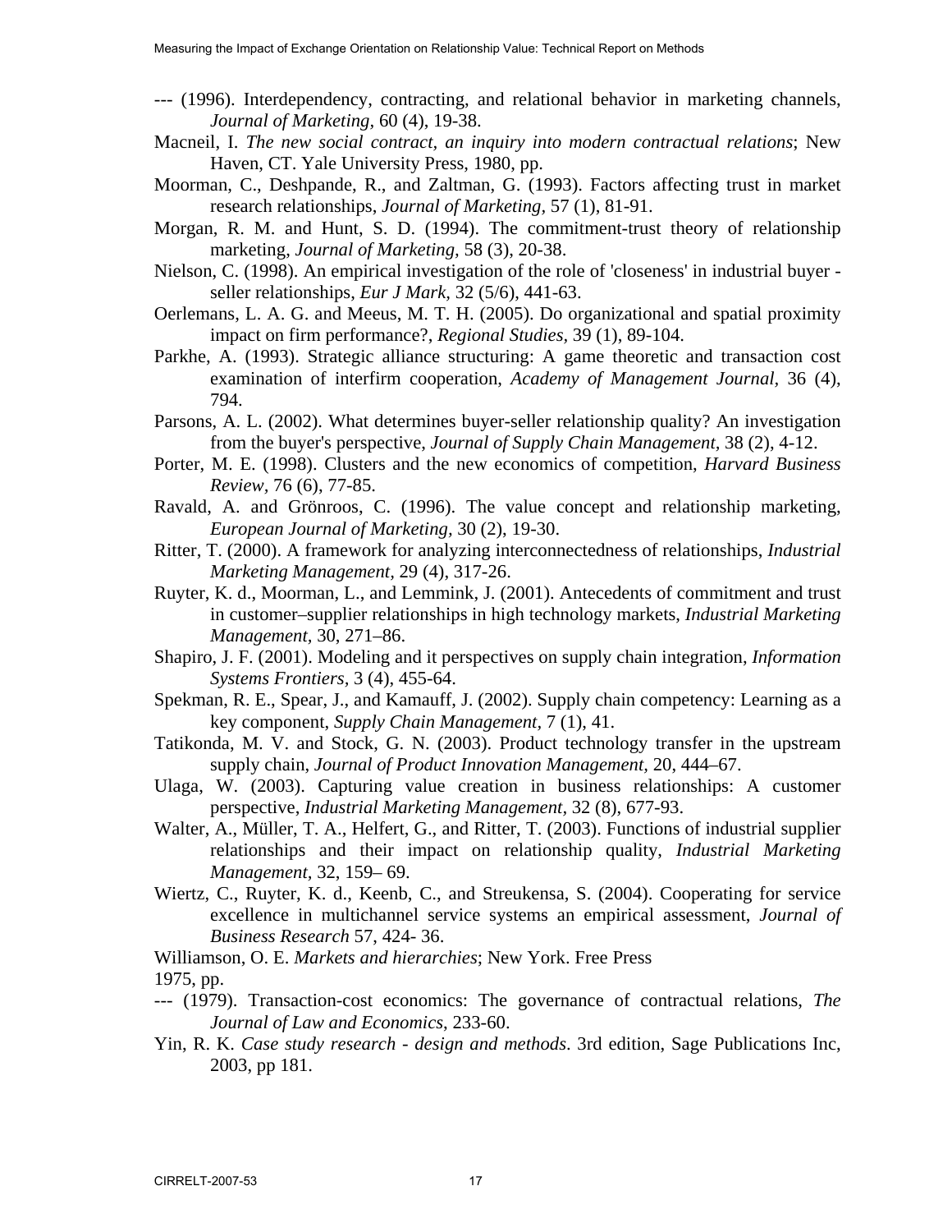--- (1996). Interdependency, contracting, and relational behavior in marketing channels, *Journal of Marketing*, 60 (4), 19-38.

Macneil, I. *The new social contract, an inquiry into modern contractual relations*; New Haven, CT. Yale University Press, 1980, pp.

Moorman, C., Deshpande, R., and Zaltman, G. (1993). Factors affecting trust in market research relationships, *Journal of Marketing*, 57 (1), 81-91.

Morgan, R. M. and Hunt, S. D. (1994). The commitment-trust theory of relationship marketing, *Journal of Marketing*, 58 (3), 20-38.

Nielson, C. (1998). An empirical investigation of the role of 'closeness' in industrial buyer - seller relationships, *Eur J Mark*, 32 (5/6), 441-63.

Oerlemans, L. A. G. and Meeus, M. T. H. (2005). Do organizational and spatial proximity impact on firm performance?, *Regional Studies*, 39 (1), 89-104.

Parkhe, A. (1993). Strategic alliance structuring: A game theoretic and transaction cost examination of interfirm cooperation, *Academy of Management Journal*, 36 (4), 794.

Parsons, A. L. (2002). What determines buyer-seller relationship quality? An investigation from the buyer's perspective, *Journal of Supply Chain Management*, 38 (2), 4-12.

Porter, M. E. (1998). Clusters and the new economics of competition, *Harvard Business Review*, 76 (6), 77-85.

Ravald, A. and Grönroos, C. (1996). The value concept and relationship marketing, *European Journal of Marketing*, 30 (2), 19-30.

Ritter, T. (2000). A framework for analyzing interconnectedness of relationships, *Industrial Marketing Management*, 29 (4), 317-26.

Ruyter, K. d., Moorman, L., and Lemmink, J. (2001). Antecedents of commitment and trust in customer–supplier relationships in high technology markets, *Industrial Marketing Management*, 30, 271–86.

Shapiro, J. F. (2001). Modeling and it perspectives on supply chain integration, *Information Systems Frontiers*, 3 (4), 455-64.

Spekman, R. E., Spear, J., and Kamauff, J. (2002). Supply chain competency: Learning as a key component, *Supply Chain Management*, 7 (1), 41.

Tatikonda, M. V. and Stock, G. N. (2003). Product technology transfer in the upstream supply chain, *Journal of Product Innovation Management*, 20, 444–67.

Ulaga, W. (2003). Capturing value creation in business relationships: A customer perspective, *Industrial Marketing Management*, 32 (8), 677-93.

Walter, A., Müller, T. A., Helfert, G., and Ritter, T. (2003). Functions of industrial supplier relationships and their impact on relationship quality, *Industrial Marketing Management*, 32, 159– 69.

Wiertz, C., Ruyter, K. d., Keenb, C., and Streukensa, S. (2004). Cooperating for service excellence in multichannel service systems an empirical assessment, *Journal of Business Research* 57, 424- 36.

Williamson, O. E. *Markets and hierarchies*; New York. Free Press
1975, pp.

--- (1979). Transaction-cost economics: The governance of contractual relations, *The Journal of Law and Economics*, 233-60.

Yin, R. K. *Case study research - design and methods*. 3rd edition, Sage Publications Inc, 2003, pp 181.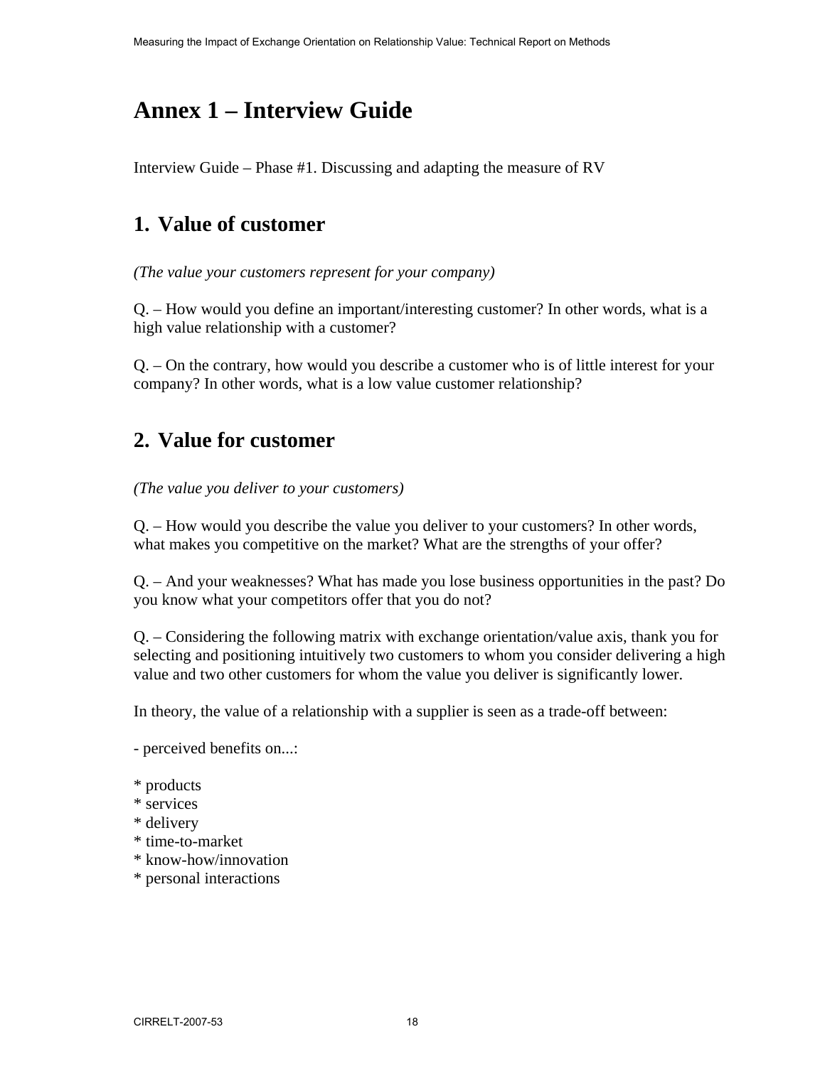# Annex 1 – Interview Guide

Interview Guide – Phase #1. Discussing and adapting the measure of RV

## 1. Value of customer

*(The value your customers represent for your company)*

Q. – How would you define an important/interesting customer? In other words, what is a high value relationship with a customer?

Q. – On the contrary, how would you describe a customer who is of little interest for your company? In other words, what is a low value customer relationship?

## 2. Value for customer

*(The value you deliver to your customers)*

Q. – How would you describe the value you deliver to your customers? In other words, what makes you competitive on the market? What are the strengths of your offer?

Q. – And your weaknesses? What has made you lose business opportunities in the past? Do you know what your competitors offer that you do not?

Q. – Considering the following matrix with exchange orientation/value axis, thank you for selecting and positioning intuitively two customers to whom you consider delivering a high value and two other customers for whom the value you deliver is significantly lower.

In theory, the value of a relationship with a supplier is seen as a trade-off between:

- perceived benefits on...:

* products
* services
* delivery
* time-to-market
* know-how/innovation
* personal interactions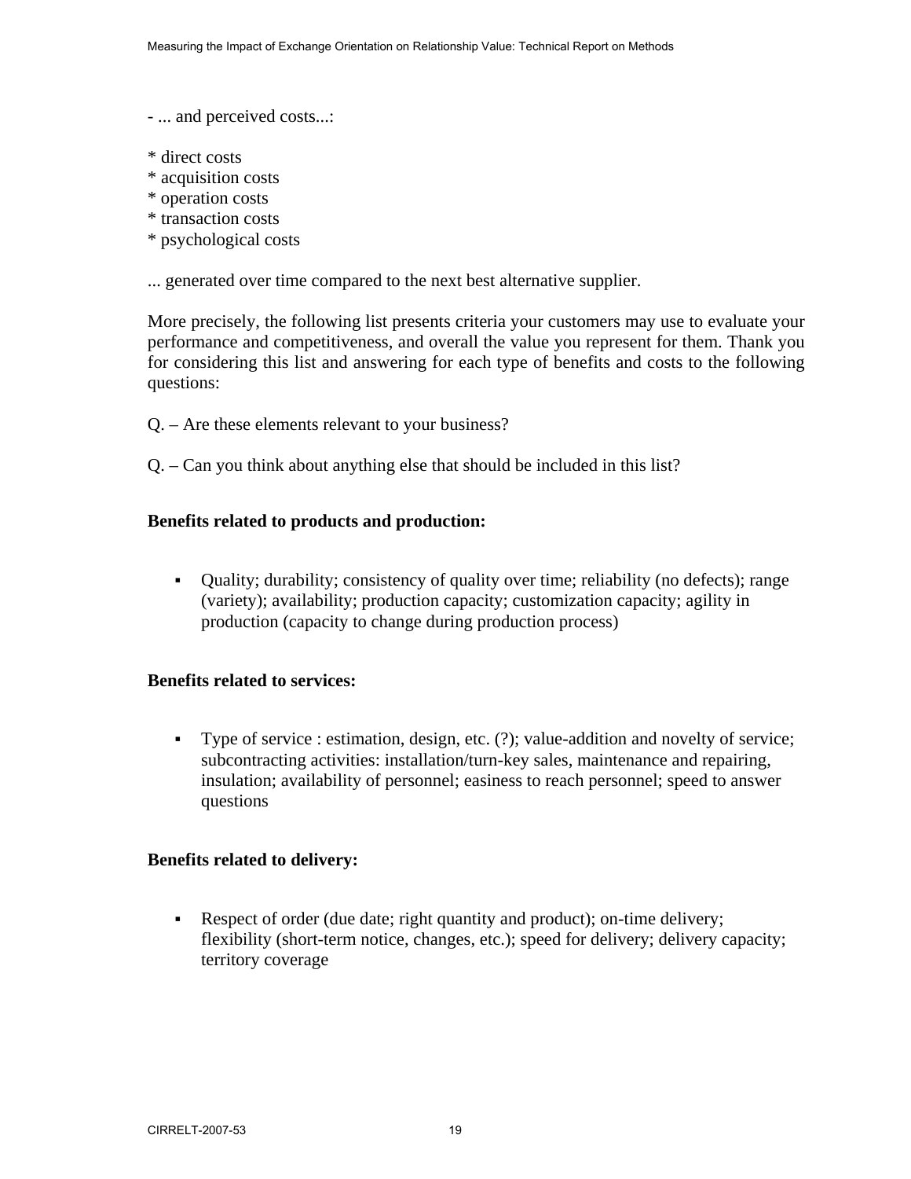- ... and perceived costs...:

* direct costs
* acquisition costs
* operation costs
* transaction costs
* psychological costs

... generated over time compared to the next best alternative supplier.

More precisely, the following list presents criteria your customers may use to evaluate your performance and competitiveness, and overall the value you represent for them. Thank you for considering this list and answering for each type of benefits and costs to the following questions:

Q. – Are these elements relevant to your business?

Q. – Can you think about anything else that should be included in this list?

**Benefits related to products and production:**

- Quality; durability; consistency of quality over time; reliability (no defects); range (variety); availability; production capacity; customization capacity; agility in production (capacity to change during production process)

**Benefits related to services:**

- Type of service : estimation, design, etc. (?); value-addition and novelty of service; subcontracting activities: installation/turn-key sales, maintenance and repairing, insulation; availability of personnel; easiness to reach personnel; speed to answer questions

**Benefits related to delivery:**

- Respect of order (due date; right quantity and product); on-time delivery; flexibility (short-term notice, changes, etc.); speed for delivery; delivery capacity; territory coverage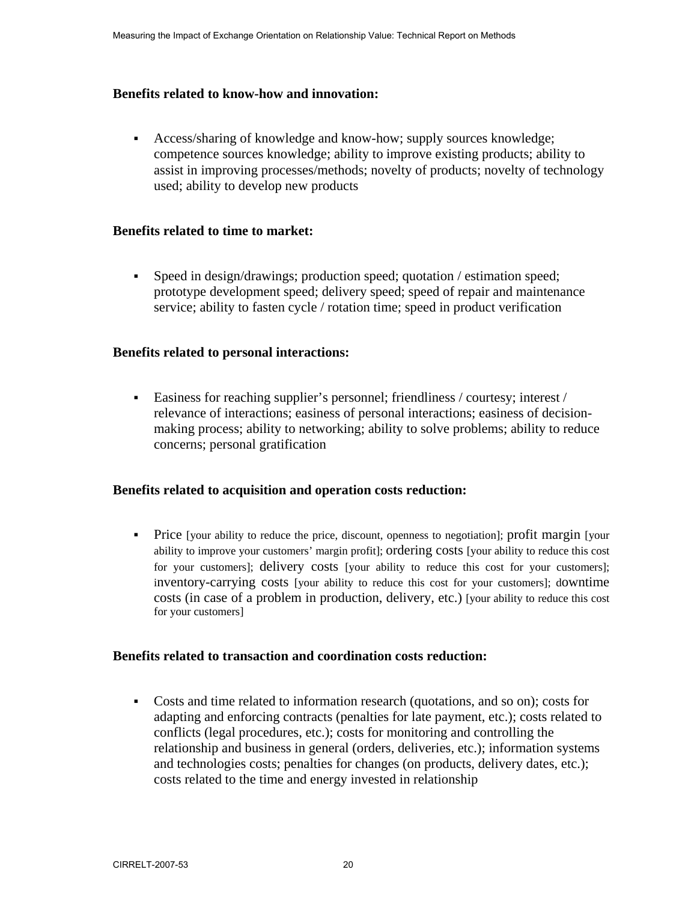**Benefits related to know-how and innovation:**

- Access/sharing of knowledge and know-how; supply sources knowledge; competence sources knowledge; ability to improve existing products; ability to assist in improving processes/methods; novelty of products; novelty of technology used; ability to develop new products

**Benefits related to time to market:**

- Speed in design/drawings; production speed; quotation / estimation speed; prototype development speed; delivery speed; speed of repair and maintenance service; ability to fasten cycle / rotation time; speed in product verification

**Benefits related to personal interactions:**

- Easiness for reaching supplier's personnel; friendliness / courtesy; interest / relevance of interactions; easiness of personal interactions; easiness of decision-making process; ability to networking; ability to solve problems; ability to reduce concerns; personal gratification

**Benefits related to acquisition and operation costs reduction:**

- Price [your ability to reduce the price, discount, openness to negotiation]; profit margin [your ability to improve your customers' margin profit]; ordering costs [your ability to reduce this cost for your customers]; delivery costs [your ability to reduce this cost for your customers]; inventory-carrying costs [your ability to reduce this cost for your customers]; downtime costs (in case of a problem in production, delivery, etc.) [your ability to reduce this cost for your customers]

**Benefits related to transaction and coordination costs reduction:**

- Costs and time related to information research (quotations, and so on); costs for adapting and enforcing contracts (penalties for late payment, etc.); costs related to conflicts (legal procedures, etc.); costs for monitoring and controlling the relationship and business in general (orders, deliveries, etc.); information systems and technologies costs; penalties for changes (on products, delivery dates, etc.); costs related to the time and energy invested in relationship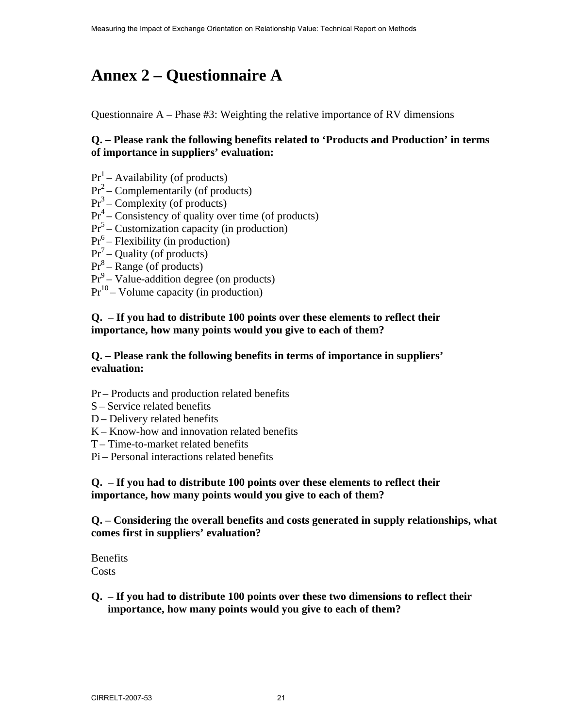# Annex 2 – Questionnaire A

Questionnaire A – Phase #3: Weighting the relative importance of RV dimensions

**Q. – Please rank the following benefits related to 'Products and Production' in terms of importance in suppliers' evaluation:**

$Pr^1$ – Availability (of products)
$Pr^2$ – Complementarily (of products)
$Pr^3$ – Complexity (of products)
$Pr^4$ – Consistency of quality over time (of products)
$Pr^5$ – Customization capacity (in production)
$Pr^6$ – Flexibility (in production)
$Pr^7$ – Quality (of products)
$Pr^8$ – Range (of products)
$Pr^9$ – Value-addition degree (on products)
$Pr^{10}$ – Volume capacity (in production)

**Q. – If you had to distribute 100 points over these elements to reflect their importance, how many points would you give to each of them?**

**Q. – Please rank the following benefits in terms of importance in suppliers' evaluation:**

Pr – Products and production related benefits
S – Service related benefits
D – Delivery related benefits
K – Know-how and innovation related benefits
T – Time-to-market related benefits
Pi – Personal interactions related benefits

**Q. – If you had to distribute 100 points over these elements to reflect their importance, how many points would you give to each of them?**

**Q. – Considering the overall benefits and costs generated in supply relationships, what comes first in suppliers' evaluation?**

Benefits
Costs

**Q. – If you had to distribute 100 points over these two dimensions to reflect their importance, how many points would you give to each of them?**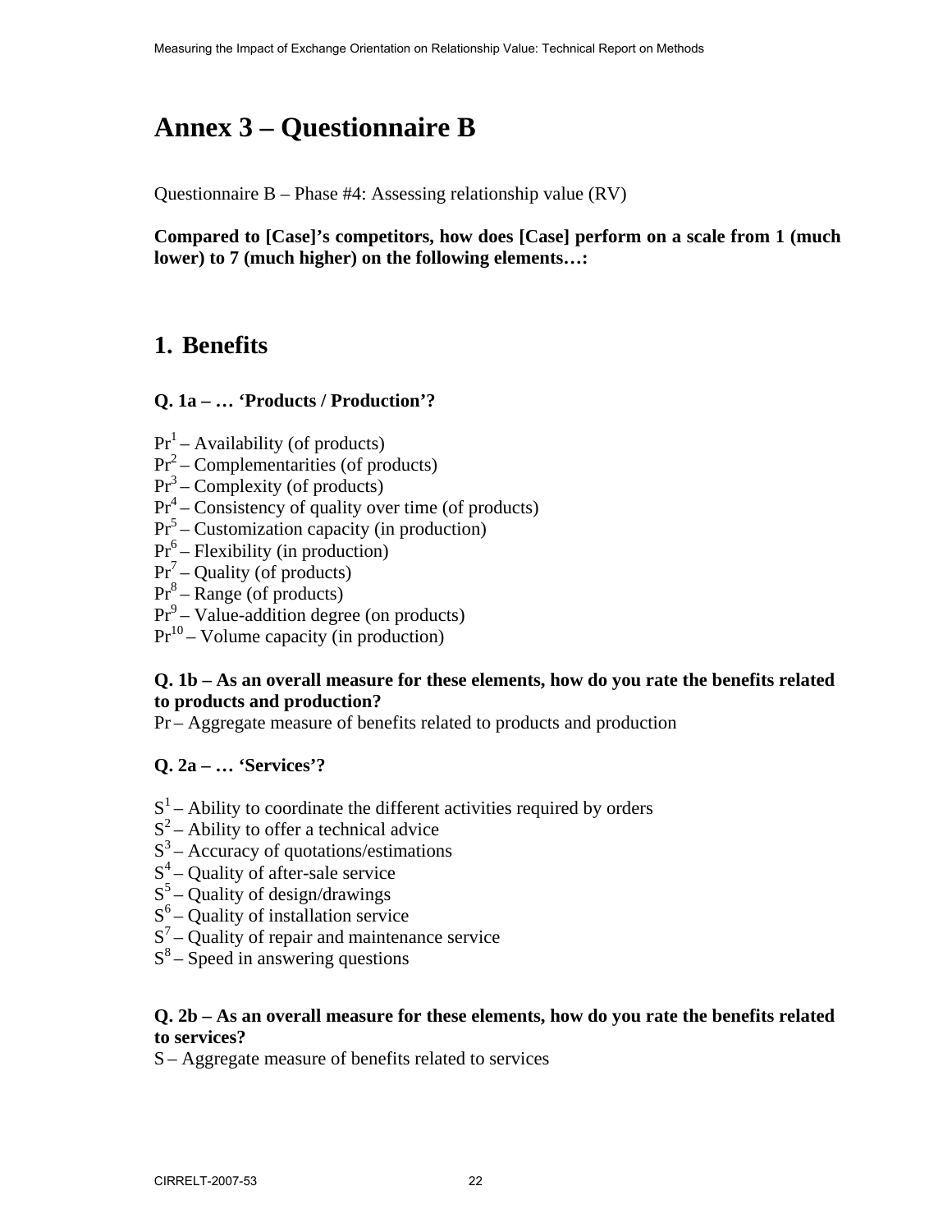# Annex 3 – Questionnaire B

Questionnaire B – Phase #4: Assessing relationship value (RV)

**Compared to [Case]'s competitors, how does [Case] perform on a scale from 1 (much lower) to 7 (much higher) on the following elements…:**

## 1. Benefits

### Q. 1a – … 'Products / Production'?

$Pr^1$ – Availability (of products)
$Pr^2$ – Complementarities (of products)
$Pr^3$ – Complexity (of products)
$Pr^4$ – Consistency of quality over time (of products)
$Pr^5$ – Customization capacity (in production)
$Pr^6$ – Flexibility (in production)
$Pr^7$ – Quality (of products)
$Pr^8$ – Range (of products)
$Pr^9$ – Value-addition degree (on products)
$Pr^{10}$ – Volume capacity (in production)

### Q. 1b – As an overall measure for these elements, how do you rate the benefits related to products and production?

Pr – Aggregate measure of benefits related to products and production

### Q. 2a – … 'Services'?

$S^1$ – Ability to coordinate the different activities required by orders
$S^2$ – Ability to offer a technical advice
$S^3$ – Accuracy of quotations/estimations
$S^4$ – Quality of after-sale service
$S^5$ – Quality of design/drawings
$S^6$ – Quality of installation service
$S^7$ – Quality of repair and maintenance service
$S^8$ – Speed in answering questions

### Q. 2b – As an overall measure for these elements, how do you rate the benefits related to services?

S – Aggregate measure of benefits related to services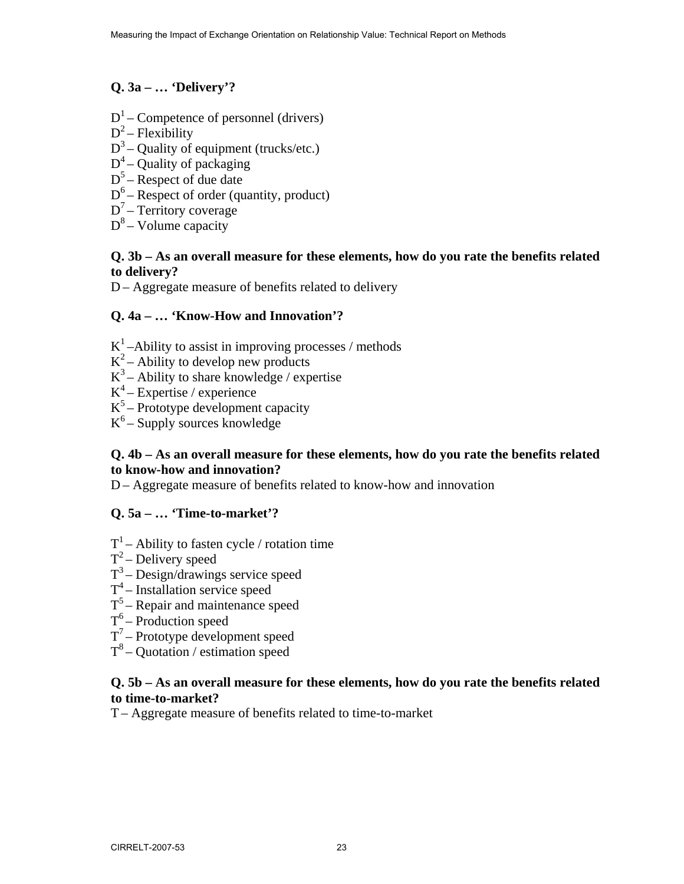**Q. 3a – … 'Delivery'?**

$D^1$ – Competence of personnel (drivers)
$D^2$ – Flexibility
$D^3$ – Quality of equipment (trucks/etc.)
$D^4$ – Quality of packaging
$D^5$ – Respect of due date
$D^6$ – Respect of order (quantity, product)
$D^7$ – Territory coverage
$D^8$ – Volume capacity

**Q. 3b – As an overall measure for these elements, how do you rate the benefits related to delivery?**

D – Aggregate measure of benefits related to delivery

**Q. 4a – … 'Know-How and Innovation'?**

$K^1$ –Ability to assist in improving processes / methods
$K^2$ – Ability to develop new products
$K^3$ – Ability to share knowledge / expertise
$K^4$ – Expertise / experience
$K^5$ – Prototype development capacity
$K^6$ – Supply sources knowledge

**Q. 4b – As an overall measure for these elements, how do you rate the benefits related to know-how and innovation?**

D – Aggregate measure of benefits related to know-how and innovation

**Q. 5a – … 'Time-to-market'?**

$T^1$ – Ability to fasten cycle / rotation time
$T^2$ – Delivery speed
$T^3$ – Design/drawings service speed
$T^4$ – Installation service speed
$T^5$ – Repair and maintenance speed
$T^6$ – Production speed
$T^7$ – Prototype development speed
$T^8$ – Quotation / estimation speed

**Q. 5b – As an overall measure for these elements, how do you rate the benefits related to time-to-market?**

T – Aggregate measure of benefits related to time-to-market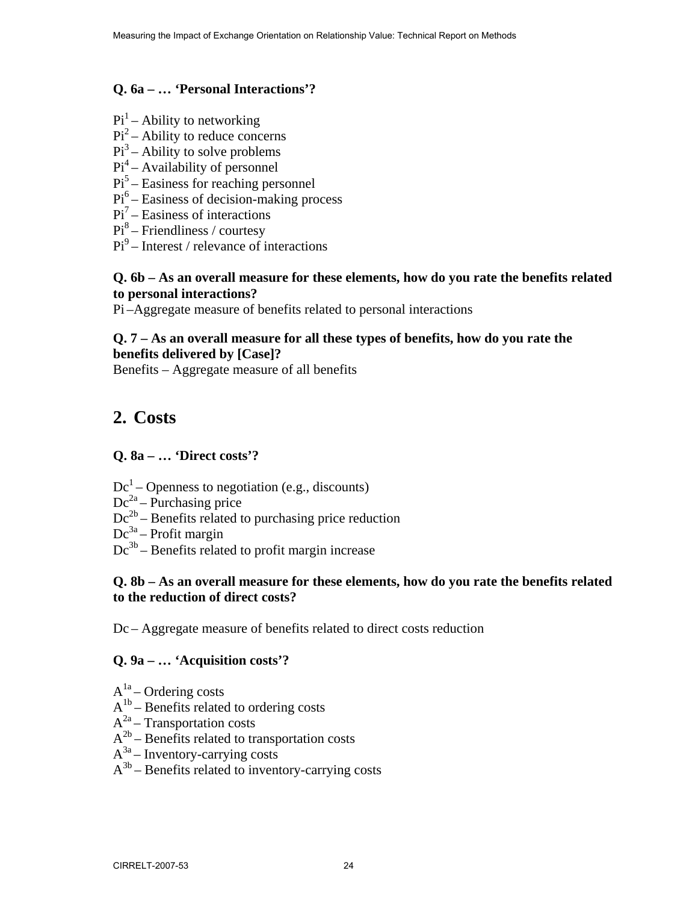**Q. 6a – … 'Personal Interactions'?**

$Pi^1$ – Ability to networking
$Pi^2$ – Ability to reduce concerns
$Pi^3$ – Ability to solve problems
$Pi^4$ – Availability of personnel
$Pi^5$ – Easiness for reaching personnel
$Pi^6$ – Easiness of decision-making process
$Pi^7$ – Easiness of interactions
$Pi^8$ – Friendliness / courtesy
$Pi^9$ – Interest / relevance of interactions

**Q. 6b – As an overall measure for these elements, how do you rate the benefits related to personal interactions?**

Pi –Aggregate measure of benefits related to personal interactions

**Q. 7 – As an overall measure for all these types of benefits, how do you rate the benefits delivered by [Case]?**

Benefits – Aggregate measure of all benefits

## 2. Costs

**Q. 8a – … 'Direct costs'?**

$Dc^1$ – Openness to negotiation (e.g., discounts)
$Dc^{2a}$ – Purchasing price
$Dc^{2b}$ – Benefits related to purchasing price reduction
$Dc^{3a}$ – Profit margin
$Dc^{3b}$ – Benefits related to profit margin increase

**Q. 8b – As an overall measure for these elements, how do you rate the benefits related to the reduction of direct costs?**

Dc – Aggregate measure of benefits related to direct costs reduction

**Q. 9a – … 'Acquisition costs'?**

$A^{1a}$ – Ordering costs
$A^{1b}$ – Benefits related to ordering costs
$A^{2a}$ – Transportation costs
$A^{2b}$ – Benefits related to transportation costs
$A^{3a}$ – Inventory-carrying costs
$A^{3b}$ – Benefits related to inventory-carrying costs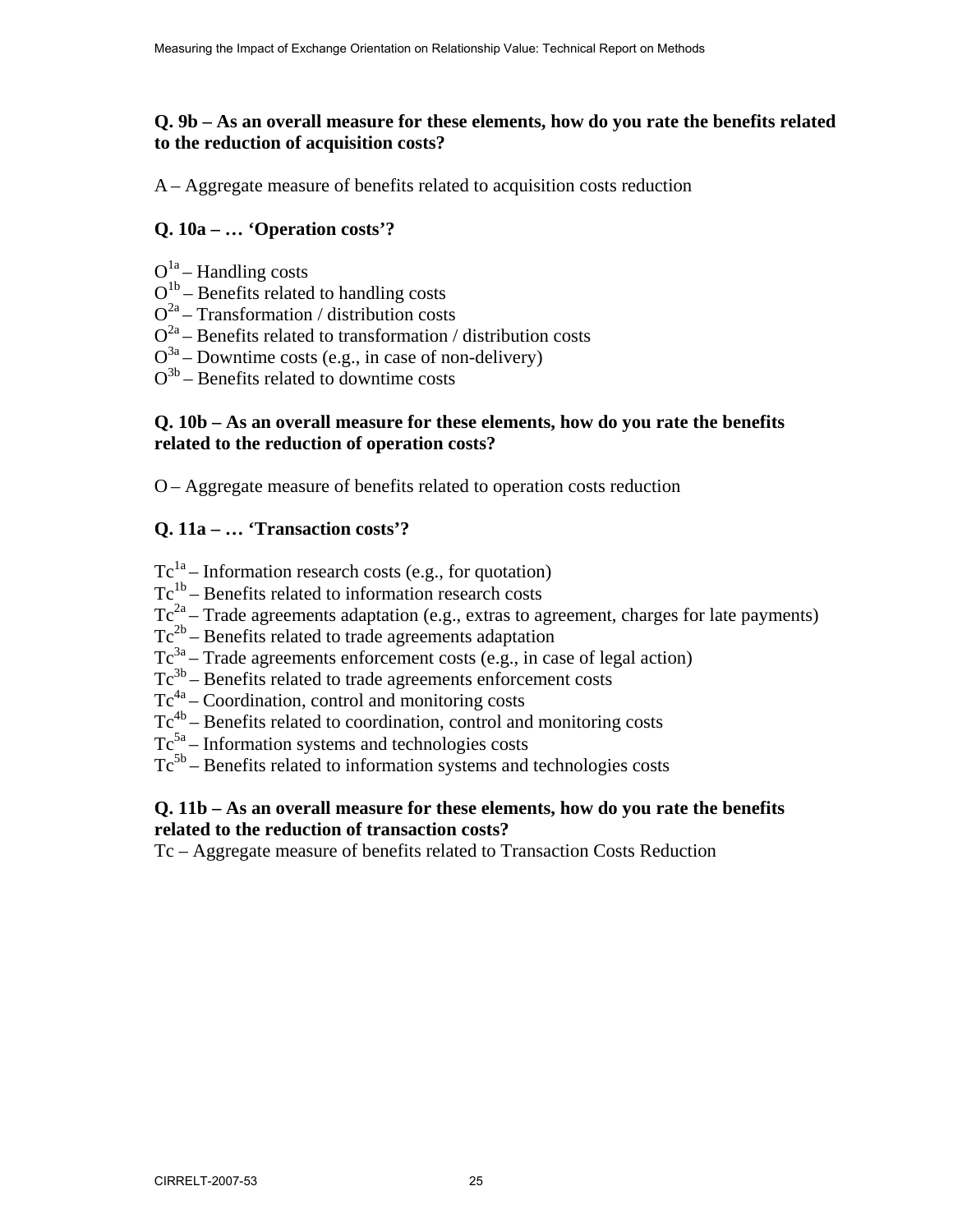**Q. 9b – As an overall measure for these elements, how do you rate the benefits related to the reduction of acquisition costs?**

A – Aggregate measure of benefits related to acquisition costs reduction

**Q. 10a – … 'Operation costs'?**

$O^{1a}$ – Handling costs
$O^{1b}$ – Benefits related to handling costs
$O^{2a}$ – Transformation / distribution costs
$O^{2a}$ – Benefits related to transformation / distribution costs
$O^{3a}$ – Downtime costs (e.g., in case of non-delivery)
$O^{3b}$ – Benefits related to downtime costs

**Q. 10b – As an overall measure for these elements, how do you rate the benefits related to the reduction of operation costs?**

O – Aggregate measure of benefits related to operation costs reduction

**Q. 11a – … 'Transaction costs'?**

$Tc^{1a}$ – Information research costs (e.g., for quotation)
$Tc^{1b}$ – Benefits related to information research costs
$Tc^{2a}$ – Trade agreements adaptation (e.g., extras to agreement, charges for late payments)
$Tc^{2b}$ – Benefits related to trade agreements adaptation
$Tc^{3a}$ – Trade agreements enforcement costs (e.g., in case of legal action)
$Tc^{3b}$ – Benefits related to trade agreements enforcement costs
$Tc^{4a}$ – Coordination, control and monitoring costs
$Tc^{4b}$ – Benefits related to coordination, control and monitoring costs
$Tc^{5a}$ – Information systems and technologies costs
$Tc^{5b}$ – Benefits related to information systems and technologies costs

**Q. 11b – As an overall measure for these elements, how do you rate the benefits related to the reduction of transaction costs?**

Tc – Aggregate measure of benefits related to Transaction Costs Reduction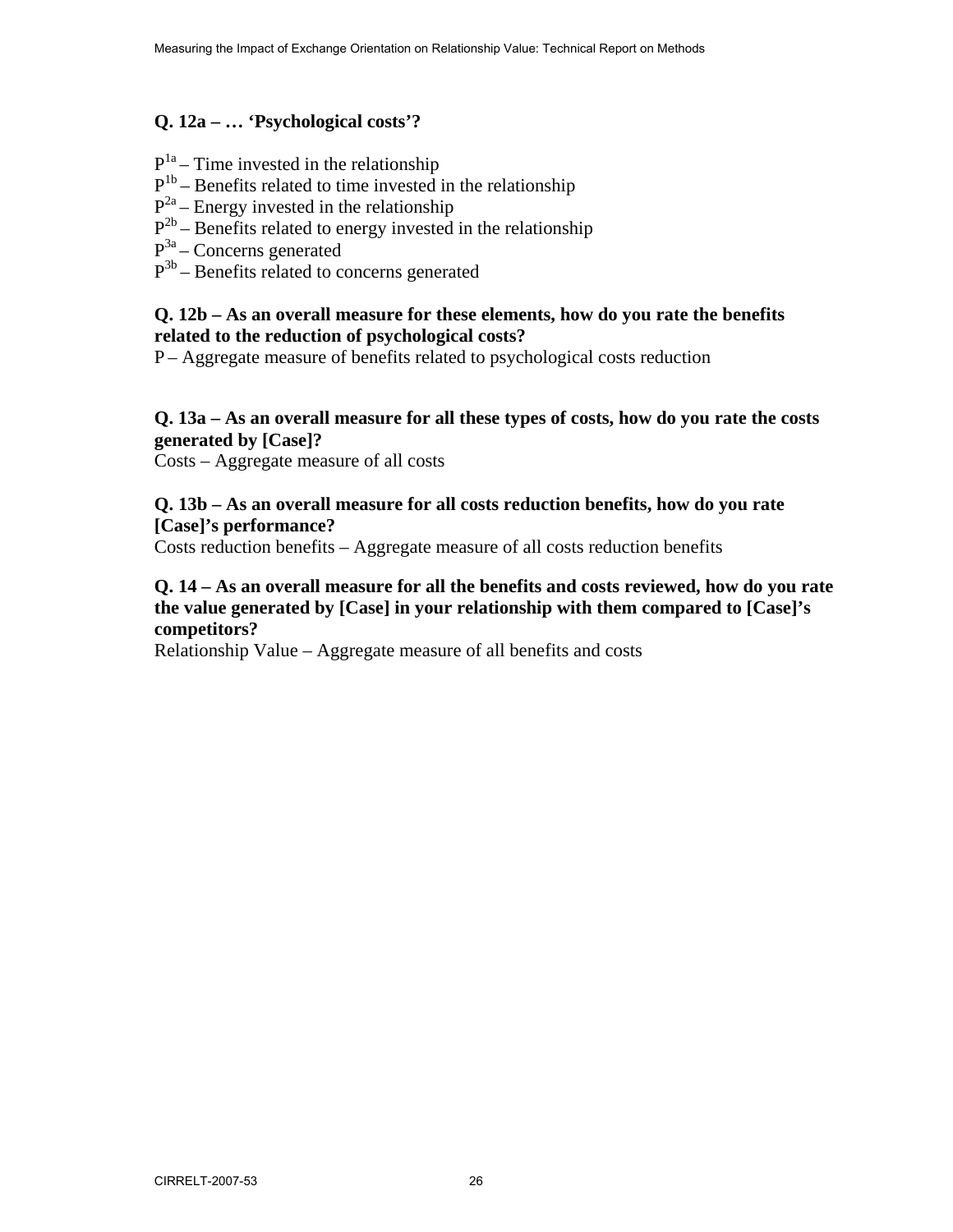**Q. 12a – … 'Psychological costs'?**

$P^{1a}$ – Time invested in the relationship
$P^{1b}$ – Benefits related to time invested in the relationship
$P^{2a}$ – Energy invested in the relationship
$P^{2b}$ – Benefits related to energy invested in the relationship
$P^{3a}$ – Concerns generated
$P^{3b}$ – Benefits related to concerns generated

**Q. 12b – As an overall measure for these elements, how do you rate the benefits related to the reduction of psychological costs?**
P – Aggregate measure of benefits related to psychological costs reduction

**Q. 13a – As an overall measure for all these types of costs, how do you rate the costs generated by [Case]?**
Costs – Aggregate measure of all costs

**Q. 13b – As an overall measure for all costs reduction benefits, how do you rate [Case]'s performance?**
Costs reduction benefits – Aggregate measure of all costs reduction benefits

**Q. 14 – As an overall measure for all the benefits and costs reviewed, how do you rate the value generated by [Case] in your relationship with them compared to [Case]'s competitors?**
Relationship Value – Aggregate measure of all benefits and costs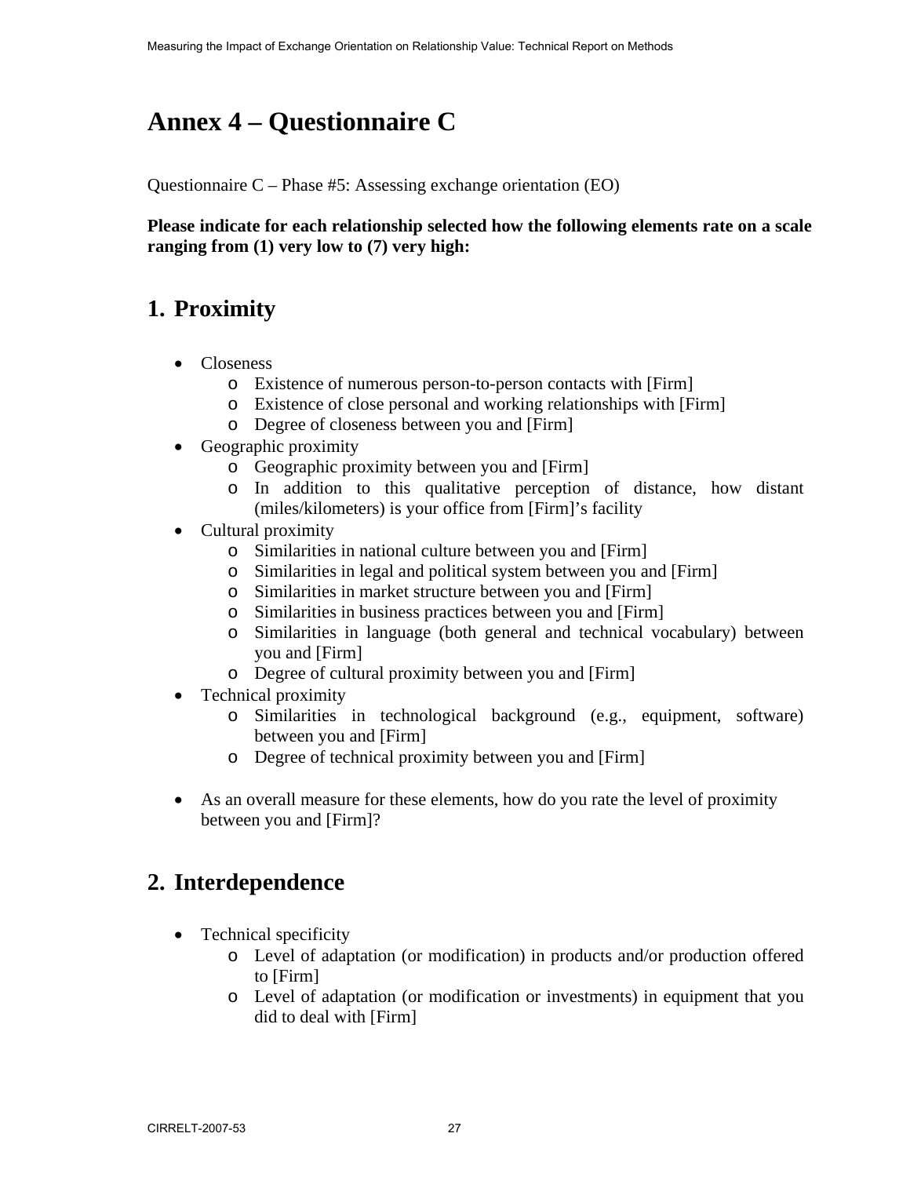# Annex 4 – Questionnaire C

Questionnaire C – Phase #5: Assessing exchange orientation (EO)

**Please indicate for each relationship selected how the following elements rate on a scale ranging from (1) very low to (7) very high:**

## 1. Proximity

- Closeness
  - Existence of numerous person-to-person contacts with [Firm]
  - Existence of close personal and working relationships with [Firm]
  - Degree of closeness between you and [Firm]
- Geographic proximity
  - Geographic proximity between you and [Firm]
  - In addition to this qualitative perception of distance, how distant (miles/kilometers) is your office from [Firm]'s facility
- Cultural proximity
  - Similarities in national culture between you and [Firm]
  - Similarities in legal and political system between you and [Firm]
  - Similarities in market structure between you and [Firm]
  - Similarities in business practices between you and [Firm]
  - Similarities in language (both general and technical vocabulary) between you and [Firm]
  - Degree of cultural proximity between you and [Firm]
- Technical proximity
  - Similarities in technological background (e.g., equipment, software) between you and [Firm]
  - Degree of technical proximity between you and [Firm]

- As an overall measure for these elements, how do you rate the level of proximity between you and [Firm]?

## 2. Interdependence

- Technical specificity
  - Level of adaptation (or modification) in products and/or production offered to [Firm]
  - Level of adaptation (or modification or investments) in equipment that you did to deal with [Firm]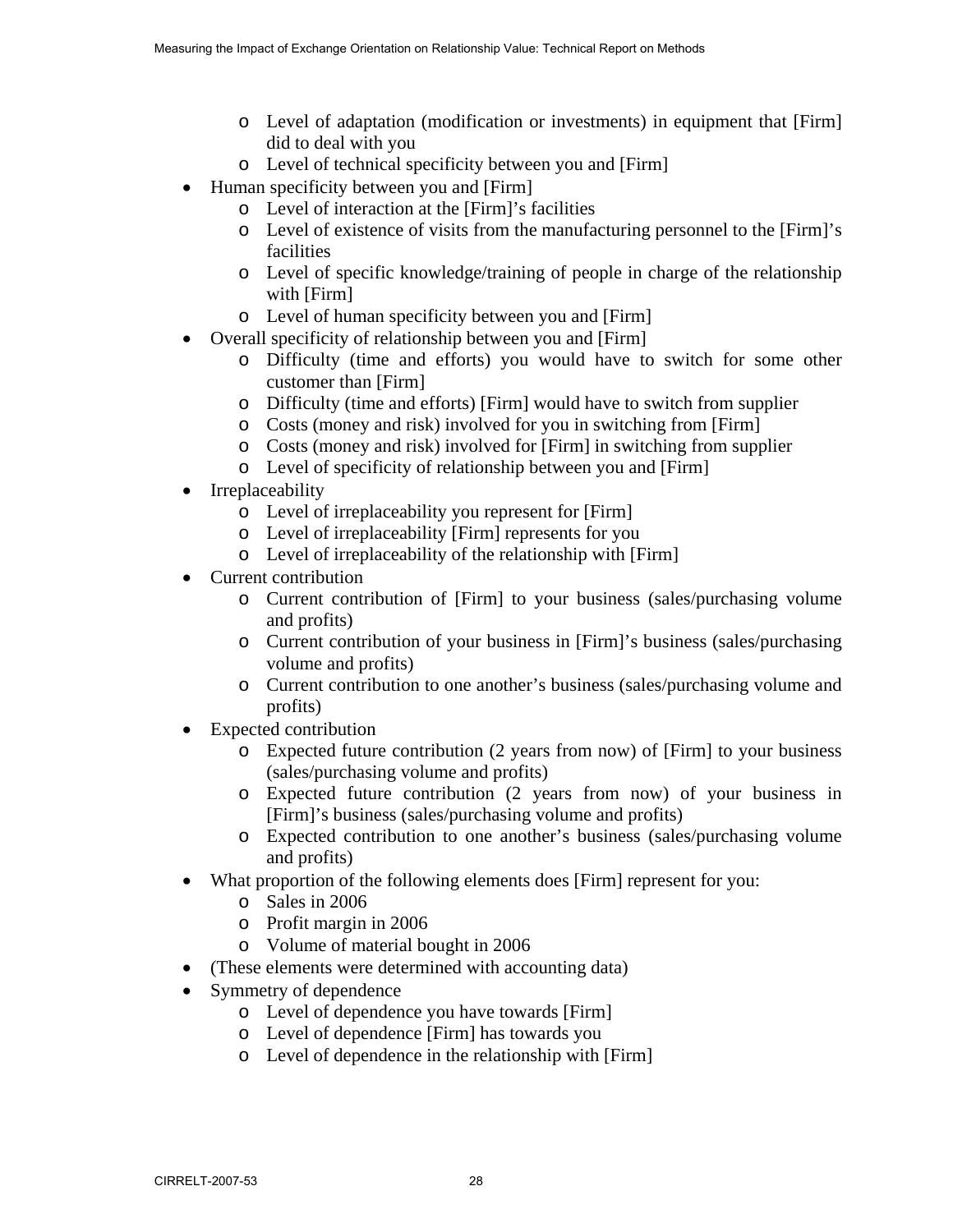- Level of adaptation (modification or investments) in equipment that [Firm] did to deal with you
  - Level of technical specificity between you and [Firm]
- Human specificity between you and [Firm]
  - Level of interaction at the [Firm]'s facilities
  - Level of existence of visits from the manufacturing personnel to the [Firm]'s facilities
  - Level of specific knowledge/training of people in charge of the relationship with [Firm]
  - Level of human specificity between you and [Firm]
- Overall specificity of relationship between you and [Firm]
  - Difficulty (time and efforts) you would have to switch for some other customer than [Firm]
  - Difficulty (time and efforts) [Firm] would have to switch from supplier
  - Costs (money and risk) involved for you in switching from [Firm]
  - Costs (money and risk) involved for [Firm] in switching from supplier
  - Level of specificity of relationship between you and [Firm]
- Irreplaceability
  - Level of irreplaceability you represent for [Firm]
  - Level of irreplaceability [Firm] represents for you
  - Level of irreplaceability of the relationship with [Firm]
- Current contribution
  - Current contribution of [Firm] to your business (sales/purchasing volume and profits)
  - Current contribution of your business in [Firm]'s business (sales/purchasing volume and profits)
  - Current contribution to one another's business (sales/purchasing volume and profits)
- Expected contribution
  - Expected future contribution (2 years from now) of [Firm] to your business (sales/purchasing volume and profits)
  - Expected future contribution (2 years from now) of your business in [Firm]'s business (sales/purchasing volume and profits)
  - Expected contribution to one another's business (sales/purchasing volume and profits)
- What proportion of the following elements does [Firm] represent for you:
  - Sales in 2006
  - Profit margin in 2006
  - Volume of material bought in 2006
- (These elements were determined with accounting data)
- Symmetry of dependence
  - Level of dependence you have towards [Firm]
  - Level of dependence [Firm] has towards you
  - Level of dependence in the relationship with [Firm]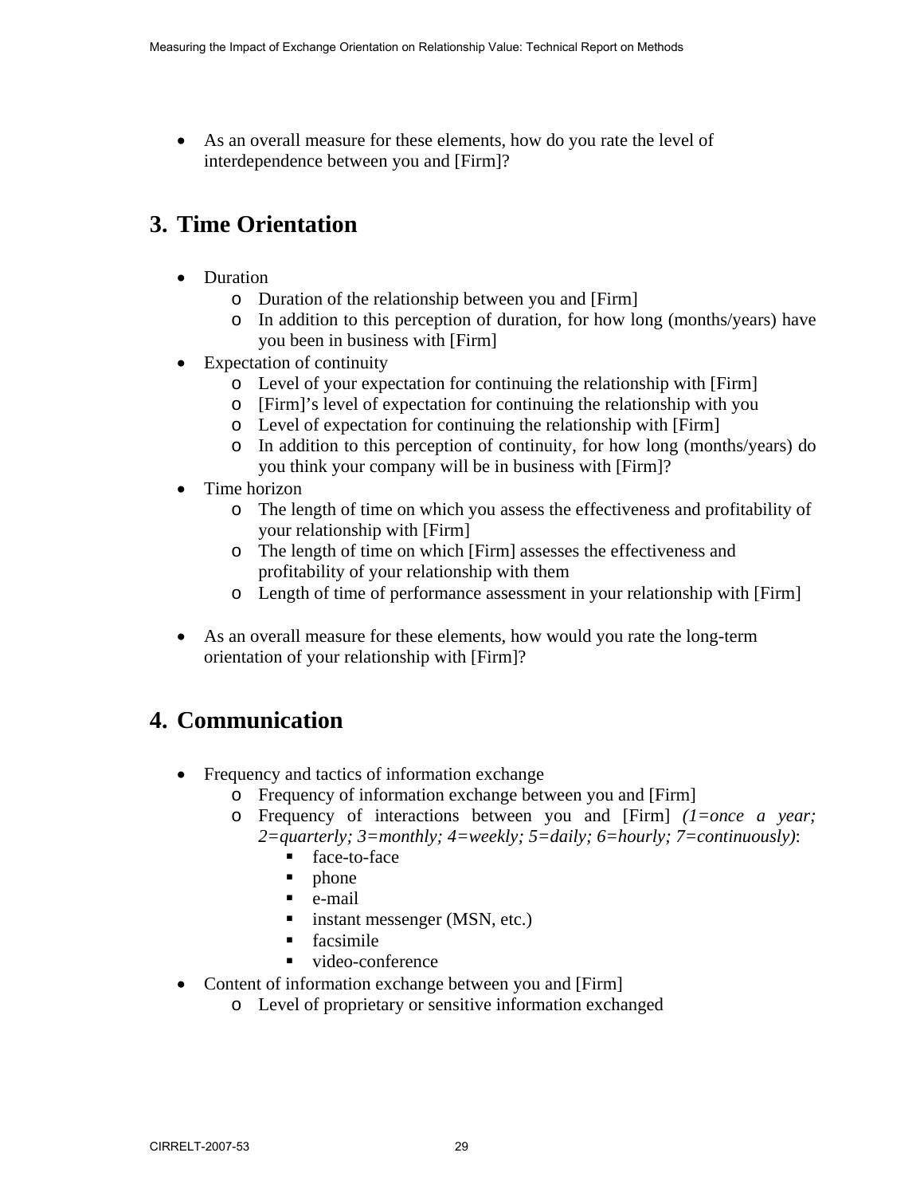- As an overall measure for these elements, how do you rate the level of interdependence between you and [Firm]?

## 3. Time Orientation

- Duration
  - Duration of the relationship between you and [Firm]
  - In addition to this perception of duration, for how long (months/years) have you been in business with [Firm]
- Expectation of continuity
  - Level of your expectation for continuing the relationship with [Firm]
  - [Firm]'s level of expectation for continuing the relationship with you
  - Level of expectation for continuing the relationship with [Firm]
  - In addition to this perception of continuity, for how long (months/years) do you think your company will be in business with [Firm]?
- Time horizon
  - The length of time on which you assess the effectiveness and profitability of your relationship with [Firm]
  - The length of time on which [Firm] assesses the effectiveness and profitability of your relationship with them
  - Length of time of performance assessment in your relationship with [Firm]

- As an overall measure for these elements, how would you rate the long-term orientation of your relationship with [Firm]?

## 4. Communication

- Frequency and tactics of information exchange
  - Frequency of information exchange between you and [Firm]
  - Frequency of interactions between you and [Firm] *(1=once a year; 2=quarterly; 3=monthly; 4=weekly; 5=daily; 6=hourly; 7=continuously)*:
    - face-to-face
    - phone
    - e-mail
    - instant messenger (MSN, etc.)
    - facsimile
    - video-conference
- Content of information exchange between you and [Firm]
  - Level of proprietary or sensitive information exchanged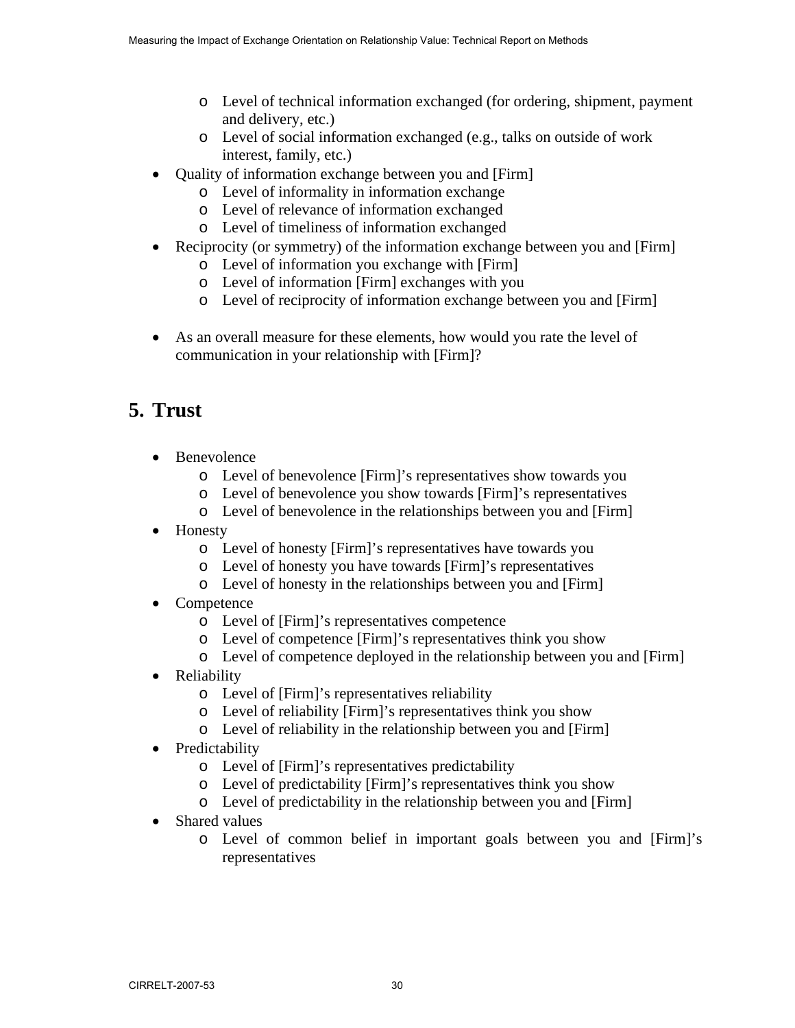- Level of technical information exchanged (for ordering, shipment, payment and delivery, etc.)
  - Level of social information exchanged (e.g., talks on outside of work interest, family, etc.)
- Quality of information exchange between you and [Firm]
  - Level of informality in information exchange
  - Level of relevance of information exchanged
  - Level of timeliness of information exchanged
- Reciprocity (or symmetry) of the information exchange between you and [Firm]
  - Level of information you exchange with [Firm]
  - Level of information [Firm] exchanges with you
  - Level of reciprocity of information exchange between you and [Firm]

- As an overall measure for these elements, how would you rate the level of communication in your relationship with [Firm]?

## 5. Trust

- Benevolence
  - Level of benevolence [Firm]'s representatives show towards you
  - Level of benevolence you show towards [Firm]'s representatives
  - Level of benevolence in the relationships between you and [Firm]
- Honesty
  - Level of honesty [Firm]'s representatives have towards you
  - Level of honesty you have towards [Firm]'s representatives
  - Level of honesty in the relationships between you and [Firm]
- Competence
  - Level of [Firm]'s representatives competence
  - Level of competence [Firm]'s representatives think you show
  - Level of competence deployed in the relationship between you and [Firm]
- Reliability
  - Level of [Firm]'s representatives reliability
  - Level of reliability [Firm]'s representatives think you show
  - Level of reliability in the relationship between you and [Firm]
- Predictability
  - Level of [Firm]'s representatives predictability
  - Level of predictability [Firm]'s representatives think you show
  - Level of predictability in the relationship between you and [Firm]
- Shared values
  - Level of common belief in important goals between you and [Firm]'s representatives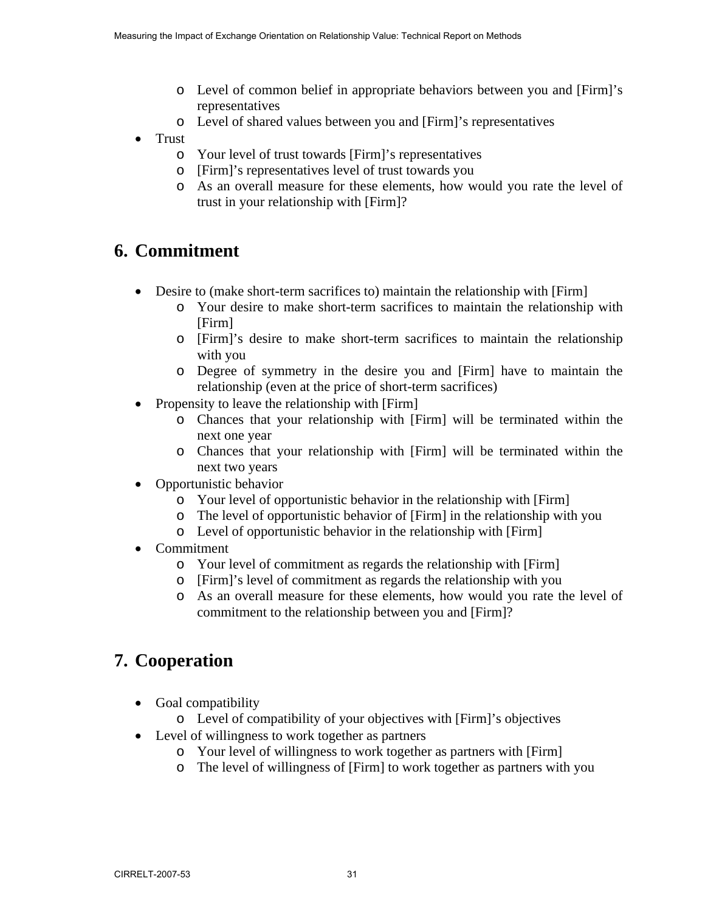- Level of common belief in appropriate behaviors between you and [Firm]'s representatives
  - Level of shared values between you and [Firm]'s representatives
- Trust
  - Your level of trust towards [Firm]'s representatives
  - [Firm]'s representatives level of trust towards you
  - As an overall measure for these elements, how would you rate the level of trust in your relationship with [Firm]?

## 6. Commitment

- Desire to (make short-term sacrifices to) maintain the relationship with [Firm]
  - Your desire to make short-term sacrifices to maintain the relationship with [Firm]
  - [Firm]'s desire to make short-term sacrifices to maintain the relationship with you
  - Degree of symmetry in the desire you and [Firm] have to maintain the relationship (even at the price of short-term sacrifices)
- Propensity to leave the relationship with [Firm]
  - Chances that your relationship with [Firm] will be terminated within the next one year
  - Chances that your relationship with [Firm] will be terminated within the next two years
- Opportunistic behavior
  - Your level of opportunistic behavior in the relationship with [Firm]
  - The level of opportunistic behavior of [Firm] in the relationship with you
  - Level of opportunistic behavior in the relationship with [Firm]
- Commitment
  - Your level of commitment as regards the relationship with [Firm]
  - [Firm]'s level of commitment as regards the relationship with you
  - As an overall measure for these elements, how would you rate the level of commitment to the relationship between you and [Firm]?

## 7. Cooperation

- Goal compatibility
  - Level of compatibility of your objectives with [Firm]'s objectives
- Level of willingness to work together as partners
  - Your level of willingness to work together as partners with [Firm]
  - The level of willingness of [Firm] to work together as partners with you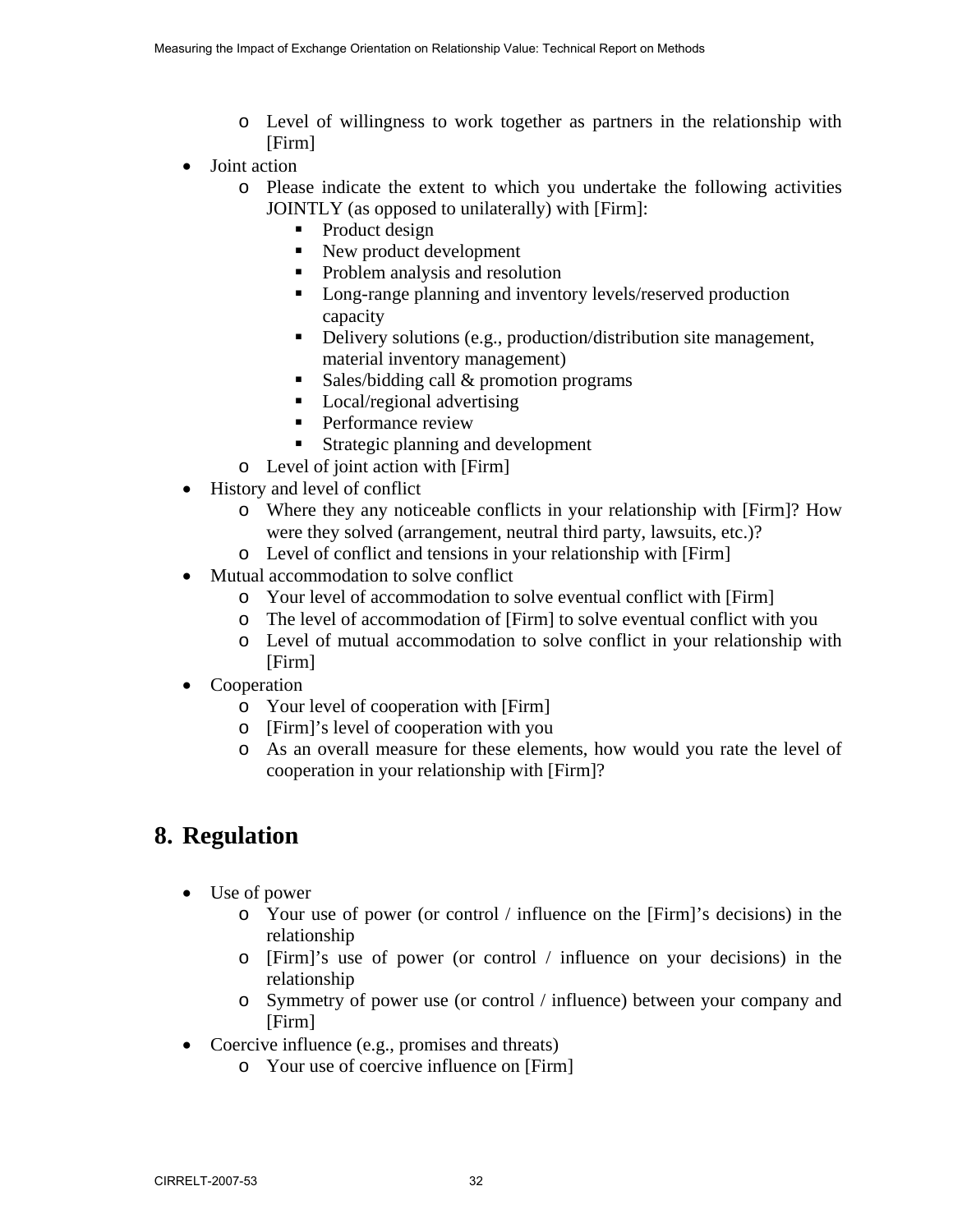- Level of willingness to work together as partners in the relationship with [Firm]
- Joint action
    - Please indicate the extent to which you undertake the following activities JOINTLY (as opposed to unilaterally) with [Firm]:
        - Product design
        - New product development
        - Problem analysis and resolution
        - Long-range planning and inventory levels/reserved production capacity
        - Delivery solutions (e.g., production/distribution site management, material inventory management)
        - Sales/bidding call & promotion programs
        - Local/regional advertising
        - Performance review
        - Strategic planning and development
    - Level of joint action with [Firm]
- History and level of conflict
    - Where they any noticeable conflicts in your relationship with [Firm]? How were they solved (arrangement, neutral third party, lawsuits, etc.)?
    - Level of conflict and tensions in your relationship with [Firm]
- Mutual accommodation to solve conflict
    - Your level of accommodation to solve eventual conflict with [Firm]
    - The level of accommodation of [Firm] to solve eventual conflict with you
    - Level of mutual accommodation to solve conflict in your relationship with [Firm]
- Cooperation
    - Your level of cooperation with [Firm]
    - [Firm]'s level of cooperation with you
    - As an overall measure for these elements, how would you rate the level of cooperation in your relationship with [Firm]?

# 8. Regulation

- Use of power
    - Your use of power (or control / influence on the [Firm]'s decisions) in the relationship
    - [Firm]'s use of power (or control / influence on your decisions) in the relationship
    - Symmetry of power use (or control / influence) between your company and [Firm]
- Coercive influence (e.g., promises and threats)
    - Your use of coercive influence on [Firm]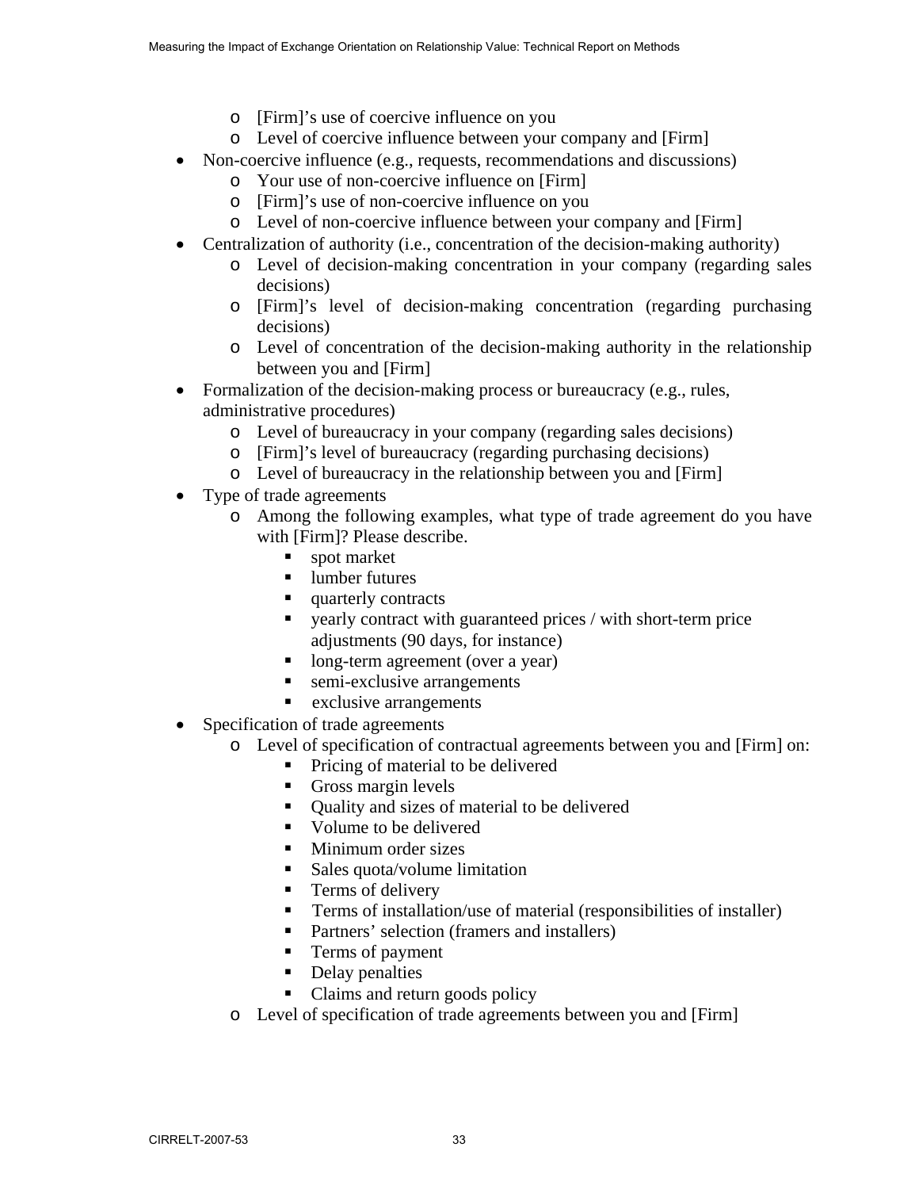- [Firm]'s use of coercive influence on you
  - Level of coercive influence between your company and [Firm]
- Non-coercive influence (e.g., requests, recommendations and discussions)
  - Your use of non-coercive influence on [Firm]
  - [Firm]'s use of non-coercive influence on you
  - Level of non-coercive influence between your company and [Firm]
- Centralization of authority (i.e., concentration of the decision-making authority)
  - Level of decision-making concentration in your company (regarding sales decisions)
  - [Firm]'s level of decision-making concentration (regarding purchasing decisions)
  - Level of concentration of the decision-making authority in the relationship between you and [Firm]
- Formalization of the decision-making process or bureaucracy (e.g., rules, administrative procedures)
  - Level of bureaucracy in your company (regarding sales decisions)
  - [Firm]'s level of bureaucracy (regarding purchasing decisions)
  - Level of bureaucracy in the relationship between you and [Firm]
- Type of trade agreements
  - Among the following examples, what type of trade agreement do you have with [Firm]? Please describe.
    - spot market
    - lumber futures
    - quarterly contracts
    - yearly contract with guaranteed prices / with short-term price adjustments (90 days, for instance)
    - long-term agreement (over a year)
    - semi-exclusive arrangements
    - exclusive arrangements
- Specification of trade agreements
  - Level of specification of contractual agreements between you and [Firm] on:
    - Pricing of material to be delivered
    - Gross margin levels
    - Quality and sizes of material to be delivered
    - Volume to be delivered
    - Minimum order sizes
    - Sales quota/volume limitation
    - Terms of delivery
    - Terms of installation/use of material (responsibilities of installer)
    - Partners' selection (framers and installers)
    - Terms of payment
    - Delay penalties
    - Claims and return goods policy
  - Level of specification of trade agreements between you and [Firm]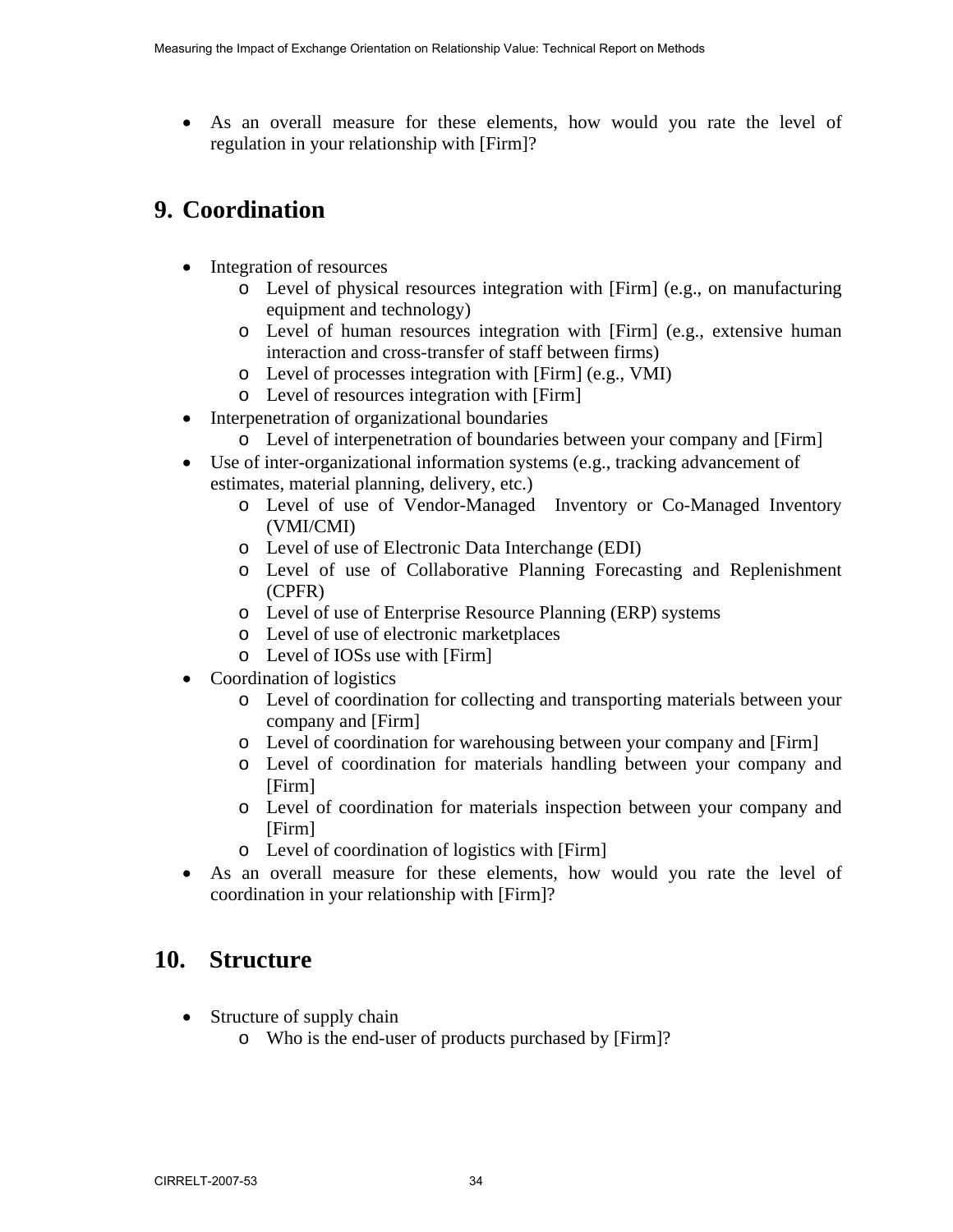- As an overall measure for these elements, how would you rate the level of regulation in your relationship with [Firm]?

## 9. Coordination

- Integration of resources
  - Level of physical resources integration with [Firm] (e.g., on manufacturing equipment and technology)
  - Level of human resources integration with [Firm] (e.g., extensive human interaction and cross-transfer of staff between firms)
  - Level of processes integration with [Firm] (e.g., VMI)
  - Level of resources integration with [Firm]
- Interpenetration of organizational boundaries
  - Level of interpenetration of boundaries between your company and [Firm]
- Use of inter-organizational information systems (e.g., tracking advancement of estimates, material planning, delivery, etc.)
  - Level of use of Vendor-Managed Inventory or Co-Managed Inventory (VMI/CMI)
  - Level of use of Electronic Data Interchange (EDI)
  - Level of use of Collaborative Planning Forecasting and Replenishment (CPFR)
  - Level of use of Enterprise Resource Planning (ERP) systems
  - Level of use of electronic marketplaces
  - Level of IOSs use with [Firm]
- Coordination of logistics
  - Level of coordination for collecting and transporting materials between your company and [Firm]
  - Level of coordination for warehousing between your company and [Firm]
  - Level of coordination for materials handling between your company and [Firm]
  - Level of coordination for materials inspection between your company and [Firm]
  - Level of coordination of logistics with [Firm]
- As an overall measure for these elements, how would you rate the level of coordination in your relationship with [Firm]?

## 10. Structure

- Structure of supply chain
  - Who is the end-user of products purchased by [Firm]?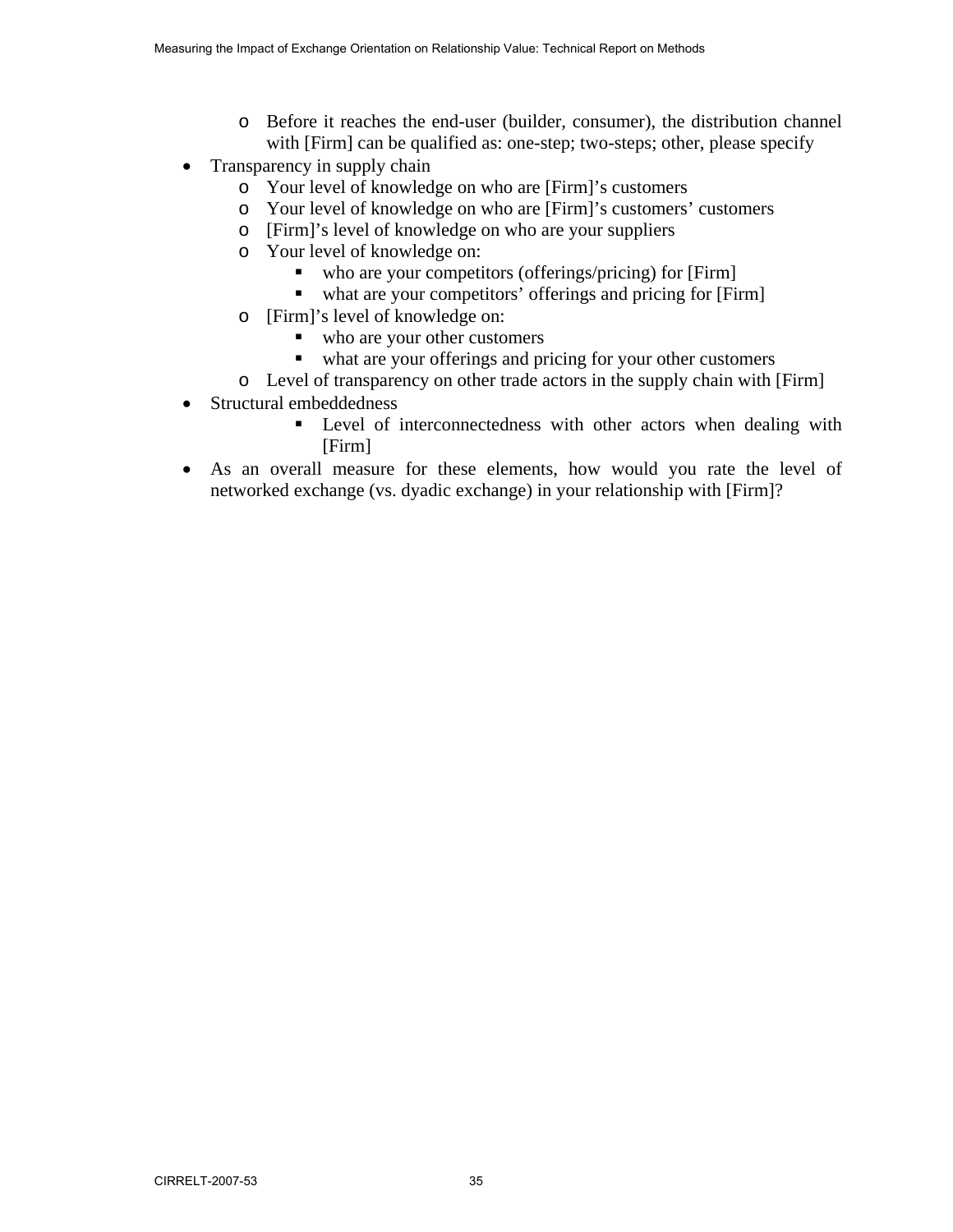- Before it reaches the end-user (builder, consumer), the distribution channel with [Firm] can be qualified as: one-step; two-steps; other, please specify
- Transparency in supply chain
    - Your level of knowledge on who are [Firm]'s customers
    - Your level of knowledge on who are [Firm]'s customers' customers
    - [Firm]'s level of knowledge on who are your suppliers
    - Your level of knowledge on:
        - who are your competitors (offerings/pricing) for [Firm]
        - what are your competitors' offerings and pricing for [Firm]
    - [Firm]'s level of knowledge on:
        - who are your other customers
        - what are your offerings and pricing for your other customers
    - Level of transparency on other trade actors in the supply chain with [Firm]
- Structural embeddedness
        - Level of interconnectedness with other actors when dealing with [Firm]
- As an overall measure for these elements, how would you rate the level of networked exchange (vs. dyadic exchange) in your relationship with [Firm]?